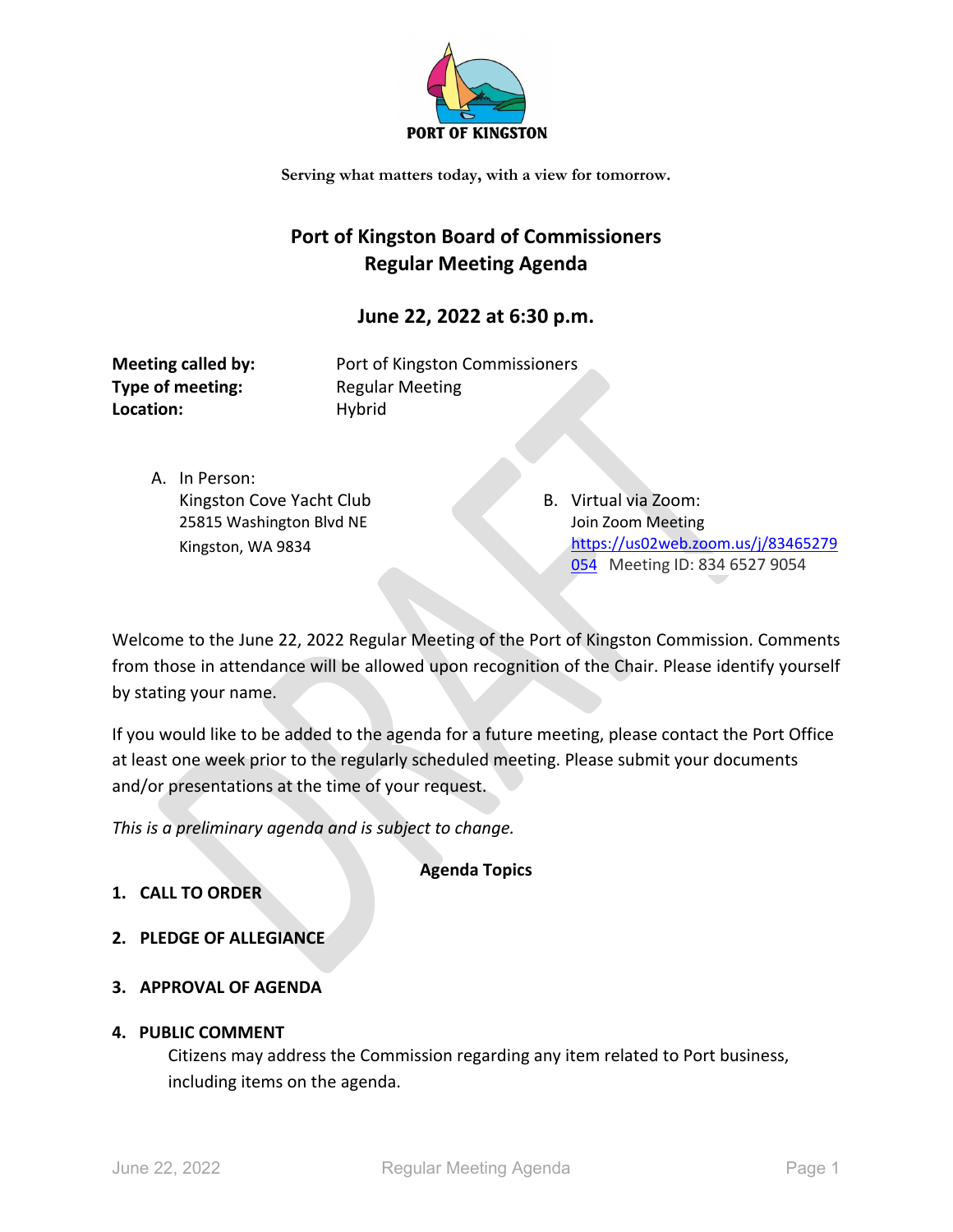PORT OF KINGSTON

Serving what matters today, with a view for tomorrow.

# Port of Kingston Board of Commissioners
# Regular Meeting Agenda

## June 22, 2022 at 6:30 p.m.

**Meeting called by:** Port of Kingston Commissioners
**Type of meeting:** Regular Meeting
**Location:** Hybrid

A. In Person:
Kingston Cove Yacht Club
25815 Washington Blvd NE
Kingston, WA 9834

B. Virtual via Zoom:
Join Zoom Meeting
https://us02web.zoom.us/j/83465279054 Meeting ID: 834 6527 9054

Welcome to the June 22, 2022 Regular Meeting of the Port of Kingston Commission. Comments from those in attendance will be allowed upon recognition of the Chair. Please identify yourself by stating your name.

If you would like to be added to the agenda for a future meeting, please contact the Port Office at least one week prior to the regularly scheduled meeting. Please submit your documents and/or presentations at the time of your request.

*This is a preliminary agenda and is subject to change.*

**Agenda Topics**

**1. CALL TO ORDER**

**2. PLEDGE OF ALLEGIANCE**

**3. APPROVAL OF AGENDA**

**4. PUBLIC COMMENT**

Citizens may address the Commission regarding any item related to Port business, including items on the agenda.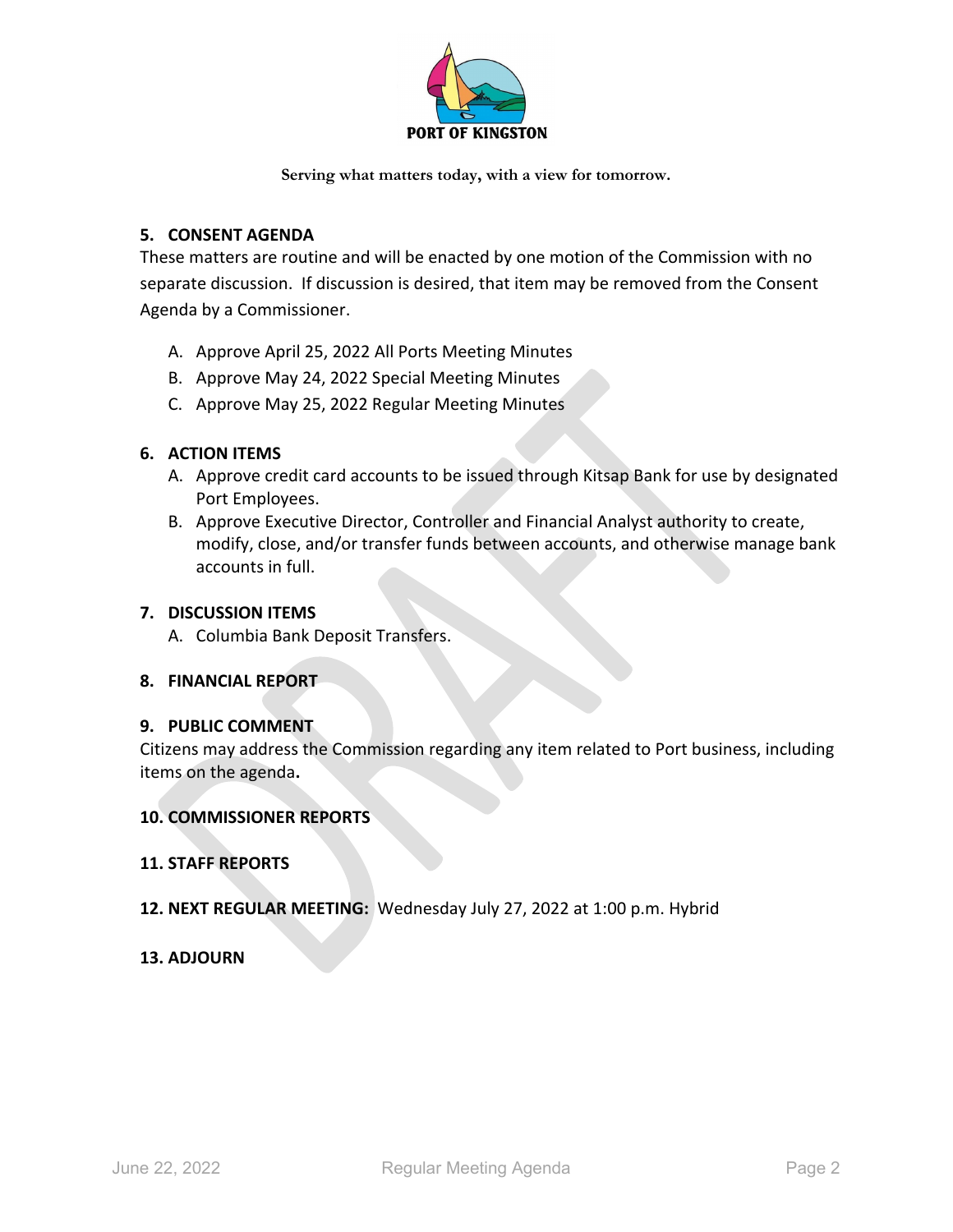**PORT OF KINGSTON**

**Serving what matters today, with a view for tomorrow.**

**5. CONSENT AGENDA**

These matters are routine and will be enacted by one motion of the Commission with no separate discussion. If discussion is desired, that item may be removed from the Consent Agenda by a Commissioner.

A. Approve April 25, 2022 All Ports Meeting Minutes
B. Approve May 24, 2022 Special Meeting Minutes
C. Approve May 25, 2022 Regular Meeting Minutes

**6. ACTION ITEMS**

A. Approve credit card accounts to be issued through Kitsap Bank for use by designated Port Employees.
B. Approve Executive Director, Controller and Financial Analyst authority to create, modify, close, and/or transfer funds between accounts, and otherwise manage bank accounts in full.

**7. DISCUSSION ITEMS**

A. Columbia Bank Deposit Transfers.

**8. FINANCIAL REPORT**

**9. PUBLIC COMMENT**

Citizens may address the Commission regarding any item related to Port business, including items on the agenda**.**

**10. COMMISSIONER REPORTS**

**11. STAFF REPORTS**

**12. NEXT REGULAR MEETING:** Wednesday July 27, 2022 at 1:00 p.m. Hybrid

**13. ADJOURN**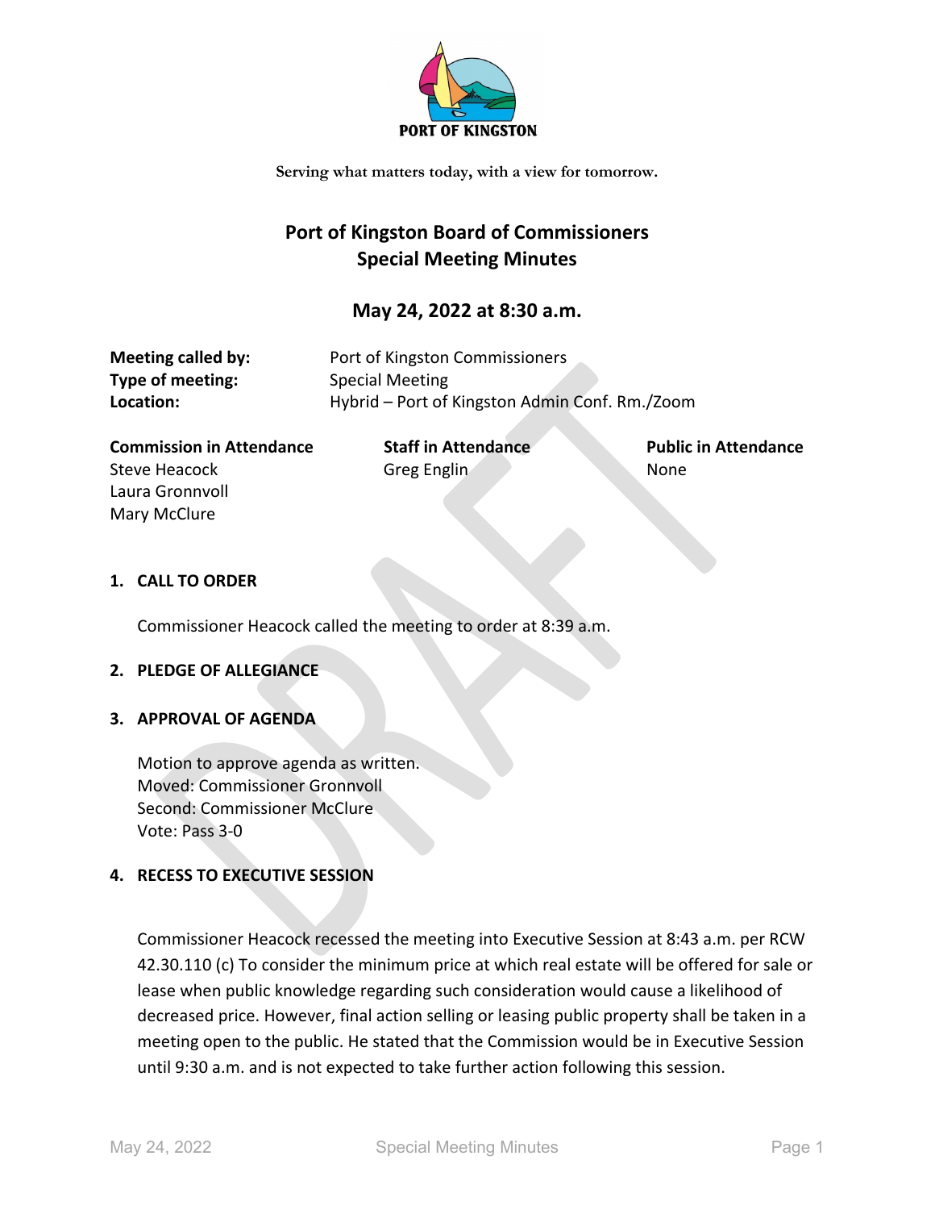PORT OF KINGSTON

Serving what matters today, with a view for tomorrow.

# Port of Kingston Board of Commissioners
# Special Meeting Minutes

## May 24, 2022 at 8:30 a.m.

**Meeting called by:** Port of Kingston Commissioners
**Type of meeting:** Special Meeting
**Location:** Hybrid – Port of Kingston Admin Conf. Rm./Zoom

| Commission in Attendance | Staff in Attendance | Public in Attendance |
|---|---|---|
| Steve Heacock | Greg Englin | None |
| Laura Gronnvoll | | |
| Mary McClure | | |

### 1. CALL TO ORDER

Commissioner Heacock called the meeting to order at 8:39 a.m.

### 2. PLEDGE OF ALLEGIANCE

### 3. APPROVAL OF AGENDA

Motion to approve agenda as written.
Moved: Commissioner Gronnvoll
Second: Commissioner McClure
Vote: Pass 3-0

### 4. RECESS TO EXECUTIVE SESSION

Commissioner Heacock recessed the meeting into Executive Session at 8:43 a.m. per RCW 42.30.110 (c) To consider the minimum price at which real estate will be offered for sale or lease when public knowledge regarding such consideration would cause a likelihood of decreased price. However, final action selling or leasing public property shall be taken in a meeting open to the public. He stated that the Commission would be in Executive Session until 9:30 a.m. and is not expected to take further action following this session.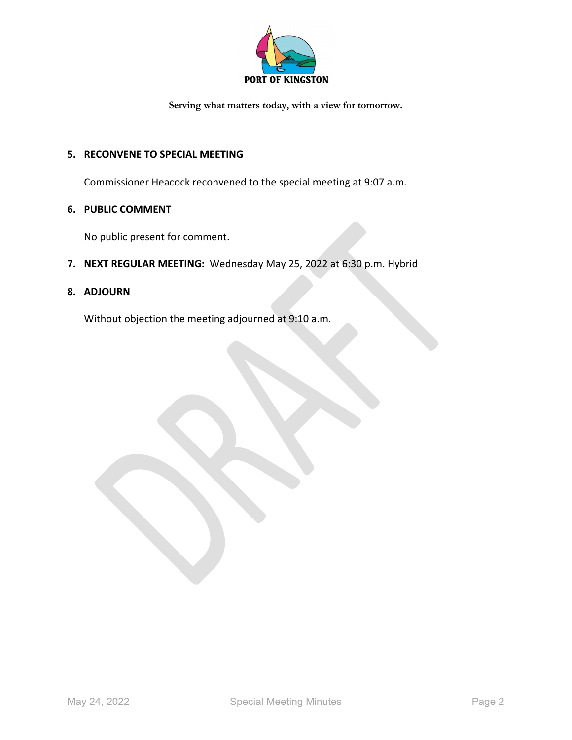PORT OF KINGSTON

**Serving what matters today, with a view for tomorrow.**

**5. RECONVENE TO SPECIAL MEETING**

Commissioner Heacock reconvened to the special meeting at 9:07 a.m.

**6. PUBLIC COMMENT**

No public present for comment.

**7. NEXT REGULAR MEETING:** Wednesday May 25, 2022 at 6:30 p.m. Hybrid

**8. ADJOURN**

Without objection the meeting adjourned at 9:10 a.m.

DRAFT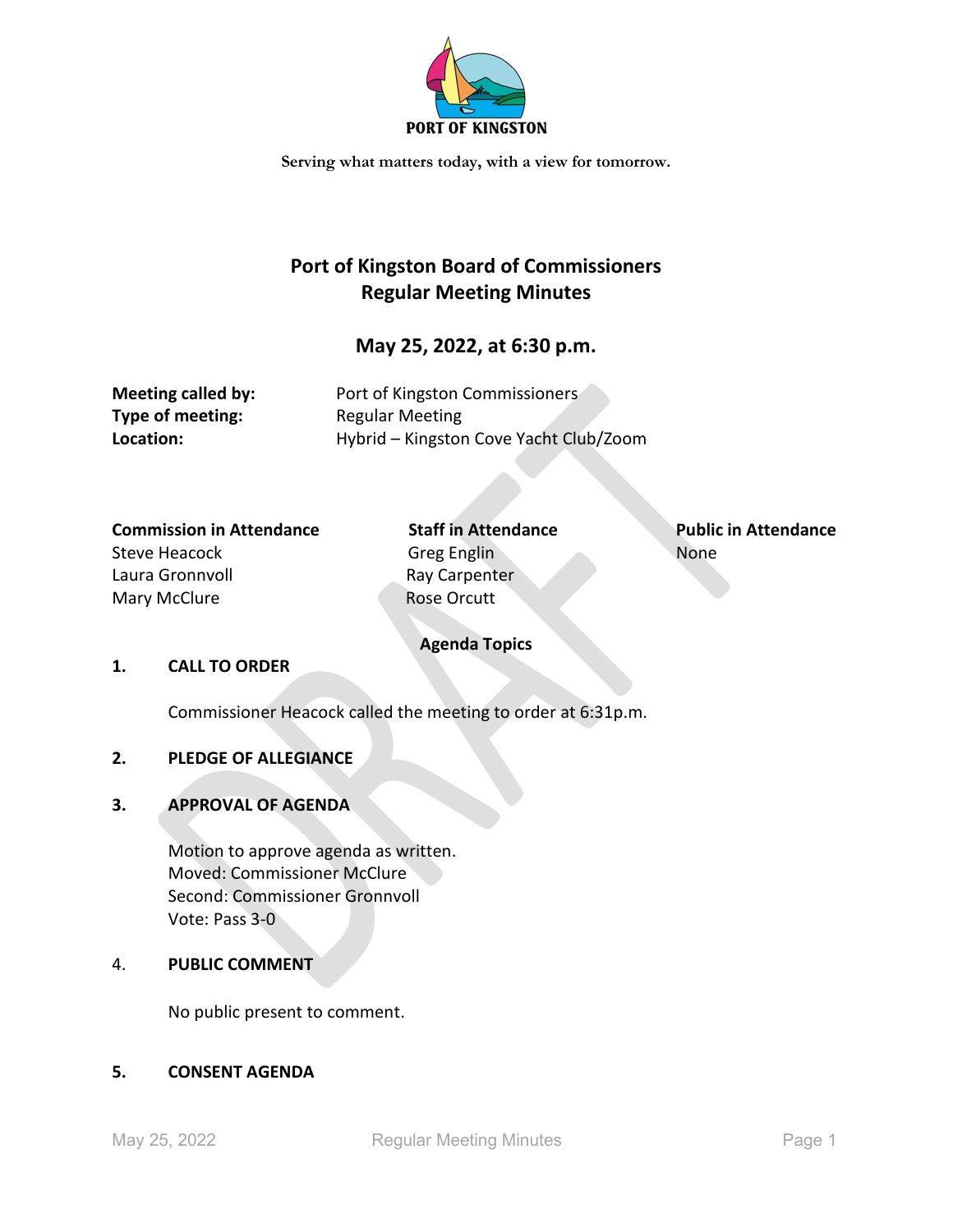PORT OF KINGSTON

Serving what matters today, with a view for tomorrow.

# Port of Kingston Board of Commissioners Regular Meeting Minutes

## May 25, 2022, at 6:30 p.m.

**Meeting called by:** Port of Kingston Commissioners
**Type of meeting:** Regular Meeting
**Location:** Hybrid – Kingston Cove Yacht Club/Zoom

| Commission in Attendance | Staff in Attendance | Public in Attendance |
|---|---|---|
| Steve Heacock | Greg Englin | None |
| Laura Gronnvoll | Ray Carpenter | |
| Mary McClure | Rose Orcutt | |

**Agenda Topics**

**1. CALL TO ORDER**

Commissioner Heacock called the meeting to order at 6:31p.m.

**2. PLEDGE OF ALLEGIANCE**

**3. APPROVAL OF AGENDA**

Motion to approve agenda as written.
Moved: Commissioner McClure
Second: Commissioner Gronnvoll
Vote: Pass 3-0

4. **PUBLIC COMMENT**

No public present to comment.

**5. CONSENT AGENDA**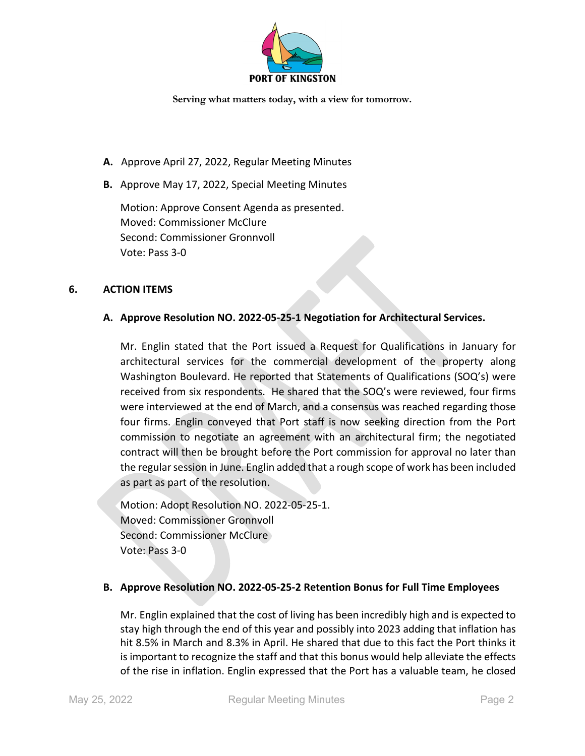**A.** Approve April 27, 2022, Regular Meeting Minutes

**B.** Approve May 17, 2022, Special Meeting Minutes

Motion: Approve Consent Agenda as presented.
Moved: Commissioner McClure
Second: Commissioner Gronnvoll
Vote: Pass 3-0

## 6. ACTION ITEMS

### A. Approve Resolution NO. 2022-05-25-1 Negotiation for Architectural Services.

Mr. Englin stated that the Port issued a Request for Qualifications in January for architectural services for the commercial development of the property along Washington Boulevard. He reported that Statements of Qualifications (SOQ's) were received from six respondents. He shared that the SOQ's were reviewed, four firms were interviewed at the end of March, and a consensus was reached regarding those four firms. Englin conveyed that Port staff is now seeking direction from the Port commission to negotiate an agreement with an architectural firm; the negotiated contract will then be brought before the Port commission for approval no later than the regular session in June. Englin added that a rough scope of work has been included as part as part of the resolution.

Motion: Adopt Resolution NO. 2022-05-25-1.
Moved: Commissioner Gronnvoll
Second: Commissioner McClure
Vote: Pass 3-0

### B. Approve Resolution NO. 2022-05-25-2 Retention Bonus for Full Time Employees

Mr. Englin explained that the cost of living has been incredibly high and is expected to stay high through the end of this year and possibly into 2023 adding that inflation has hit 8.5% in March and 8.3% in April. He shared that due to this fact the Port thinks it is important to recognize the staff and that this bonus would help alleviate the effects of the rise in inflation. Englin expressed that the Port has a valuable team, he closed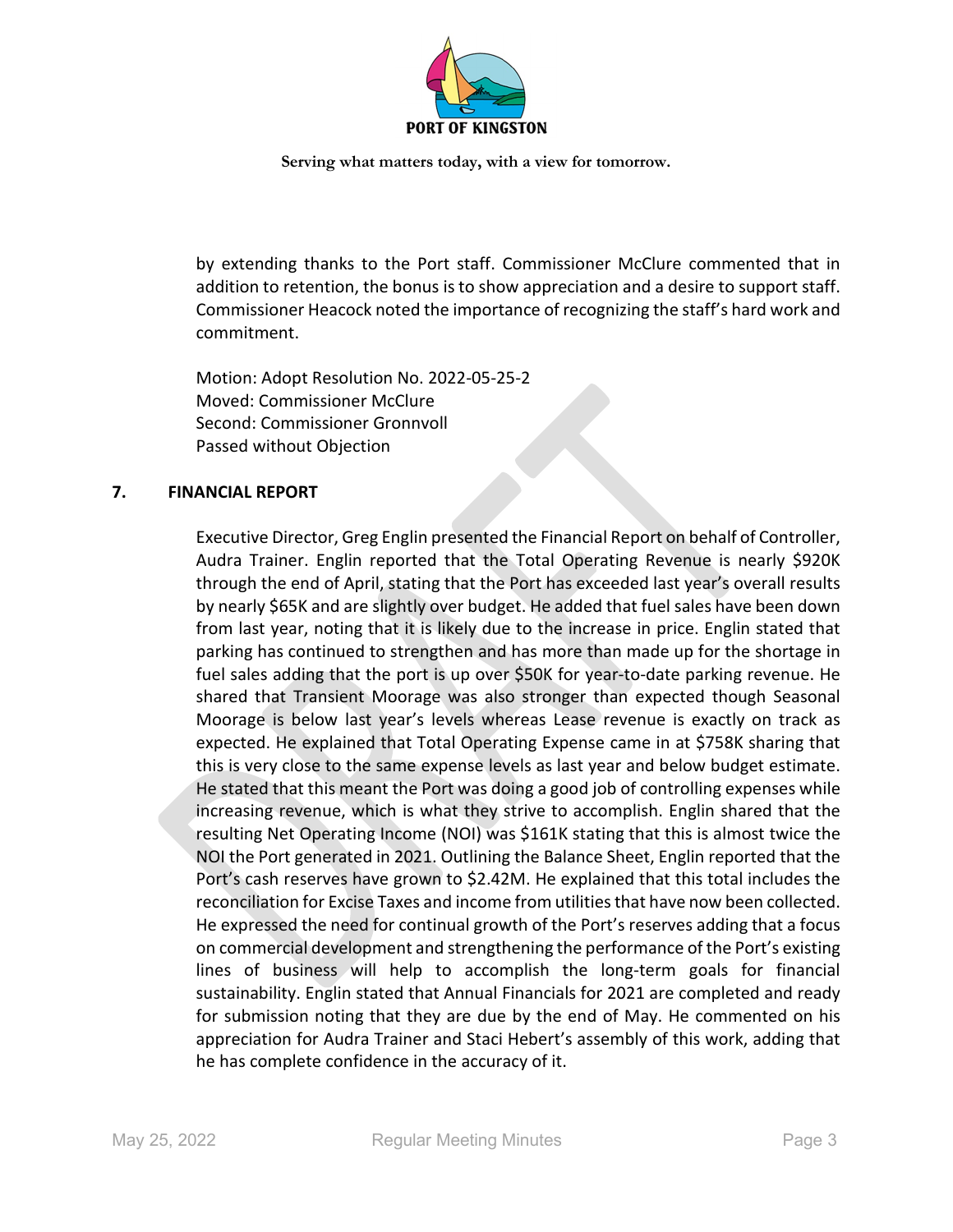by extending thanks to the Port staff. Commissioner McClure commented that in addition to retention, the bonus is to show appreciation and a desire to support staff. Commissioner Heacock noted the importance of recognizing the staff's hard work and commitment.

Motion: Adopt Resolution No. 2022-05-25-2
Moved: Commissioner McClure
Second: Commissioner Gronnvoll
Passed without Objection

## 7. FINANCIAL REPORT

Executive Director, Greg Englin presented the Financial Report on behalf of Controller, Audra Trainer. Englin reported that the Total Operating Revenue is nearly $920K through the end of April, stating that the Port has exceeded last year's overall results by nearly $65K and are slightly over budget. He added that fuel sales have been down from last year, noting that it is likely due to the increase in price. Englin stated that parking has continued to strengthen and has more than made up for the shortage in fuel sales adding that the port is up over $50K for year-to-date parking revenue. He shared that Transient Moorage was also stronger than expected though Seasonal Moorage is below last year's levels whereas Lease revenue is exactly on track as expected. He explained that Total Operating Expense came in at $758K sharing that this is very close to the same expense levels as last year and below budget estimate. He stated that this meant the Port was doing a good job of controlling expenses while increasing revenue, which is what they strive to accomplish. Englin shared that the resulting Net Operating Income (NOI) was $161K stating that this is almost twice the NOI the Port generated in 2021. Outlining the Balance Sheet, Englin reported that the Port's cash reserves have grown to $2.42M. He explained that this total includes the reconciliation for Excise Taxes and income from utilities that have now been collected. He expressed the need for continual growth of the Port's reserves adding that a focus on commercial development and strengthening the performance of the Port's existing lines of business will help to accomplish the long-term goals for financial sustainability. Englin stated that Annual Financials for 2021 are completed and ready for submission noting that they are due by the end of May. He commented on his appreciation for Audra Trainer and Staci Hebert's assembly of this work, adding that he has complete confidence in the accuracy of it.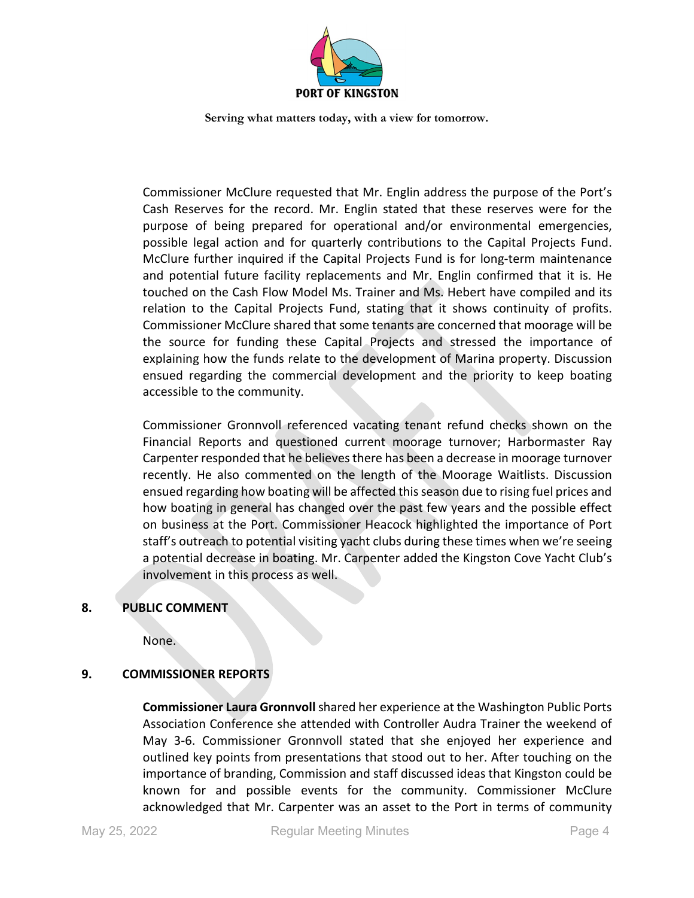Commissioner McClure requested that Mr. Englin address the purpose of the Port's Cash Reserves for the record. Mr. Englin stated that these reserves were for the purpose of being prepared for operational and/or environmental emergencies, possible legal action and for quarterly contributions to the Capital Projects Fund. McClure further inquired if the Capital Projects Fund is for long-term maintenance and potential future facility replacements and Mr. Englin confirmed that it is. He touched on the Cash Flow Model Ms. Trainer and Ms. Hebert have compiled and its relation to the Capital Projects Fund, stating that it shows continuity of profits. Commissioner McClure shared that some tenants are concerned that moorage will be the source for funding these Capital Projects and stressed the importance of explaining how the funds relate to the development of Marina property. Discussion ensued regarding the commercial development and the priority to keep boating accessible to the community.

Commissioner Gronnvoll referenced vacating tenant refund checks shown on the Financial Reports and questioned current moorage turnover; Harbormaster Ray Carpenter responded that he believes there has been a decrease in moorage turnover recently. He also commented on the length of the Moorage Waitlists. Discussion ensued regarding how boating will be affected this season due to rising fuel prices and how boating in general has changed over the past few years and the possible effect on business at the Port. Commissioner Heacock highlighted the importance of Port staff's outreach to potential visiting yacht clubs during these times when we're seeing a potential decrease in boating. Mr. Carpenter added the Kingston Cove Yacht Club's involvement in this process as well.

## 8. PUBLIC COMMENT

None.

## 9. COMMISSIONER REPORTS

**Commissioner Laura Gronnvoll** shared her experience at the Washington Public Ports Association Conference she attended with Controller Audra Trainer the weekend of May 3-6. Commissioner Gronnvoll stated that she enjoyed her experience and outlined key points from presentations that stood out to her. After touching on the importance of branding, Commission and staff discussed ideas that Kingston could be known for and possible events for the community. Commissioner McClure acknowledged that Mr. Carpenter was an asset to the Port in terms of community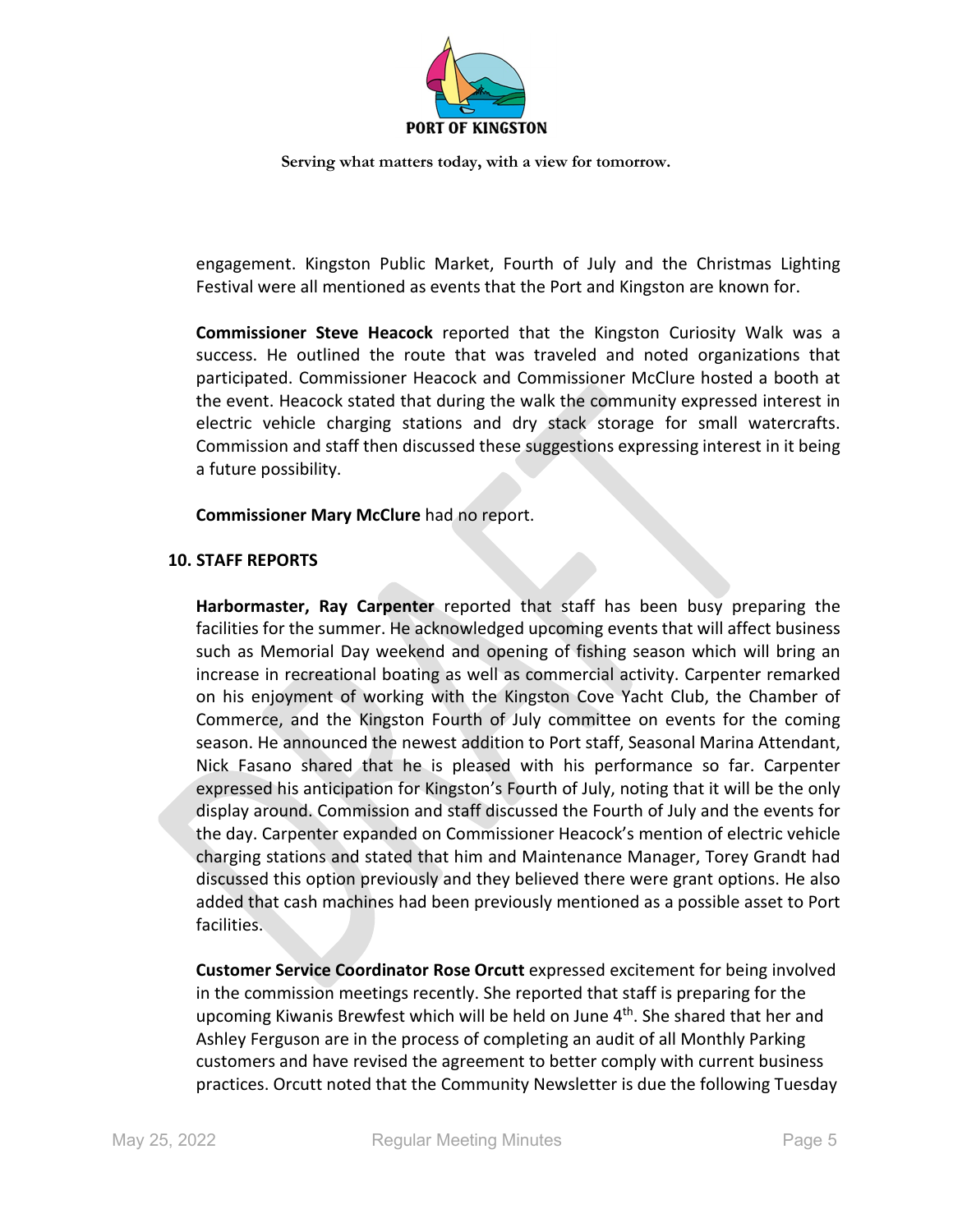engagement. Kingston Public Market, Fourth of July and the Christmas Lighting Festival were all mentioned as events that the Port and Kingston are known for.

**Commissioner Steve Heacock** reported that the Kingston Curiosity Walk was a success. He outlined the route that was traveled and noted organizations that participated. Commissioner Heacock and Commissioner McClure hosted a booth at the event. Heacock stated that during the walk the community expressed interest in electric vehicle charging stations and dry stack storage for small watercrafts. Commission and staff then discussed these suggestions expressing interest in it being a future possibility.

**Commissioner Mary McClure** had no report.

## 10. STAFF REPORTS

**Harbormaster, Ray Carpenter** reported that staff has been busy preparing the facilities for the summer. He acknowledged upcoming events that will affect business such as Memorial Day weekend and opening of fishing season which will bring an increase in recreational boating as well as commercial activity. Carpenter remarked on his enjoyment of working with the Kingston Cove Yacht Club, the Chamber of Commerce, and the Kingston Fourth of July committee on events for the coming season. He announced the newest addition to Port staff, Seasonal Marina Attendant, Nick Fasano shared that he is pleased with his performance so far. Carpenter expressed his anticipation for Kingston's Fourth of July, noting that it will be the only display around. Commission and staff discussed the Fourth of July and the events for the day. Carpenter expanded on Commissioner Heacock's mention of electric vehicle charging stations and stated that him and Maintenance Manager, Torey Grandt had discussed this option previously and they believed there were grant options. He also added that cash machines had been previously mentioned as a possible asset to Port facilities.

**Customer Service Coordinator Rose Orcutt** expressed excitement for being involved in the commission meetings recently. She reported that staff is preparing for the upcoming Kiwanis Brewfest which will be held on June 4th. She shared that her and Ashley Ferguson are in the process of completing an audit of all Monthly Parking customers and have revised the agreement to better comply with current business practices. Orcutt noted that the Community Newsletter is due the following Tuesday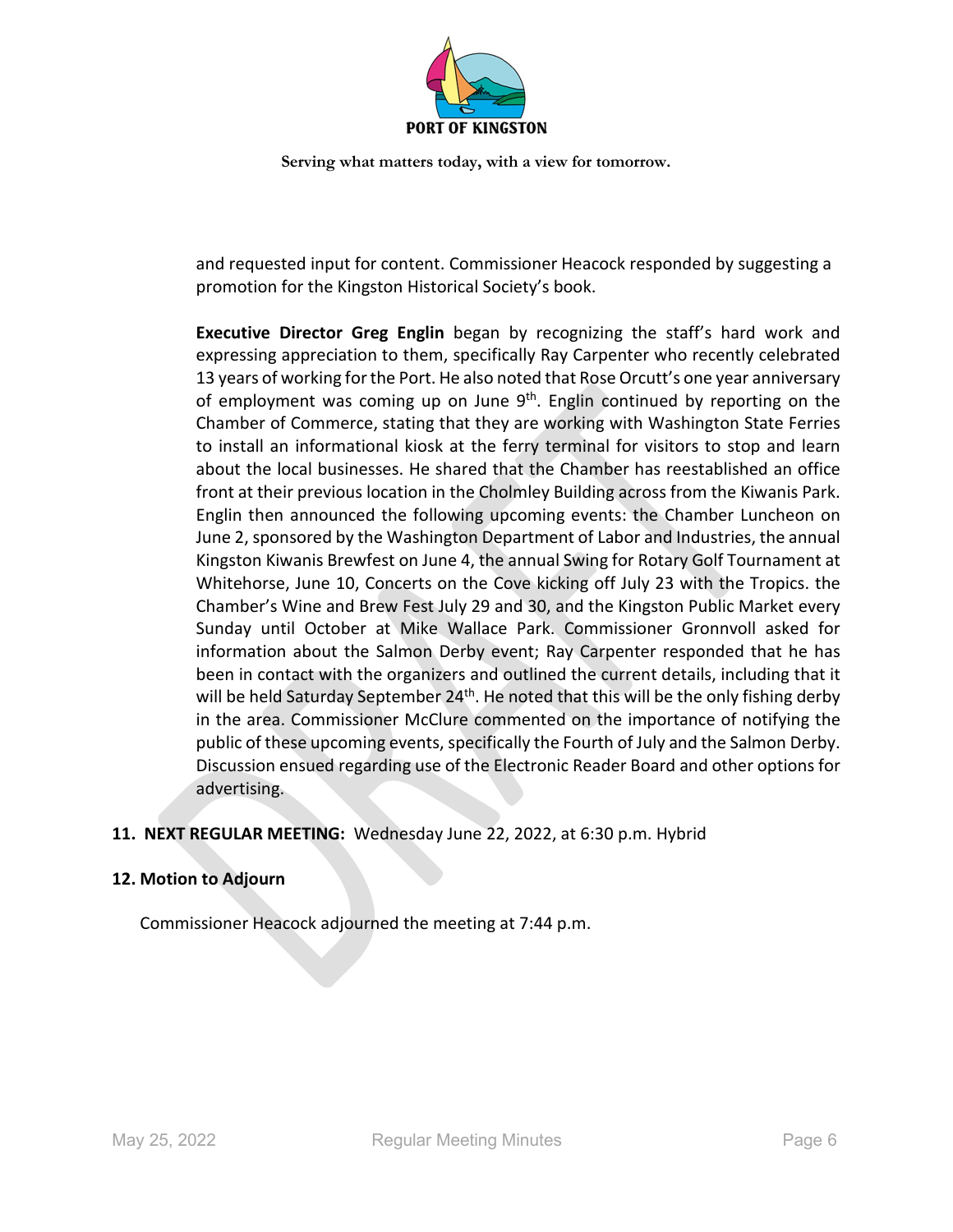and requested input for content. Commissioner Heacock responded by suggesting a promotion for the Kingston Historical Society's book.

**Executive Director Greg Englin** began by recognizing the staff's hard work and expressing appreciation to them, specifically Ray Carpenter who recently celebrated 13 years of working for the Port. He also noted that Rose Orcutt's one year anniversary of employment was coming up on June 9th. Englin continued by reporting on the Chamber of Commerce, stating that they are working with Washington State Ferries to install an informational kiosk at the ferry terminal for visitors to stop and learn about the local businesses. He shared that the Chamber has reestablished an office front at their previous location in the Cholmley Building across from the Kiwanis Park. Englin then announced the following upcoming events: the Chamber Luncheon on June 2, sponsored by the Washington Department of Labor and Industries, the annual Kingston Kiwanis Brewfest on June 4, the annual Swing for Rotary Golf Tournament at Whitehorse, June 10, Concerts on the Cove kicking off July 23 with the Tropics. the Chamber's Wine and Brew Fest July 29 and 30, and the Kingston Public Market every Sunday until October at Mike Wallace Park. Commissioner Gronnvoll asked for information about the Salmon Derby event; Ray Carpenter responded that he has been in contact with the organizers and outlined the current details, including that it will be held Saturday September 24th. He noted that this will be the only fishing derby in the area. Commissioner McClure commented on the importance of notifying the public of these upcoming events, specifically the Fourth of July and the Salmon Derby. Discussion ensued regarding use of the Electronic Reader Board and other options for advertising.

**11. NEXT REGULAR MEETING:** Wednesday June 22, 2022, at 6:30 p.m. Hybrid

**12. Motion to Adjourn**

Commissioner Heacock adjourned the meeting at 7:44 p.m.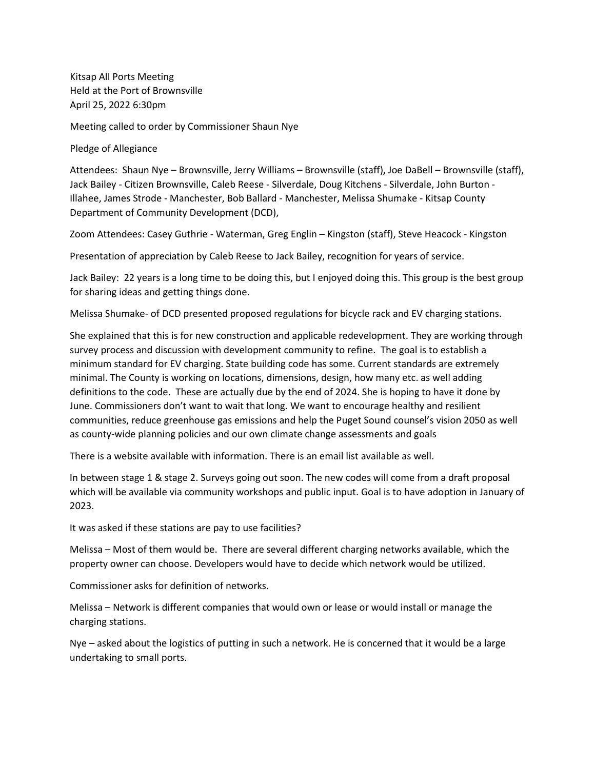Kitsap All Ports Meeting
Held at the Port of Brownsville
April 25, 2022 6:30pm

Meeting called to order by Commissioner Shaun Nye

Pledge of Allegiance

Attendees: Shaun Nye – Brownsville, Jerry Williams – Brownsville (staff), Joe DaBell – Brownsville (staff), Jack Bailey - Citizen Brownsville, Caleb Reese - Silverdale, Doug Kitchens - Silverdale, John Burton - Illahee, James Strode - Manchester, Bob Ballard - Manchester, Melissa Shumake - Kitsap County Department of Community Development (DCD),

Zoom Attendees: Casey Guthrie - Waterman, Greg Englin – Kingston (staff), Steve Heacock - Kingston

Presentation of appreciation by Caleb Reese to Jack Bailey, recognition for years of service.

Jack Bailey: 22 years is a long time to be doing this, but I enjoyed doing this. This group is the best group for sharing ideas and getting things done.

Melissa Shumake- of DCD presented proposed regulations for bicycle rack and EV charging stations.

She explained that this is for new construction and applicable redevelopment. They are working through survey process and discussion with development community to refine. The goal is to establish a minimum standard for EV charging. State building code has some. Current standards are extremely minimal. The County is working on locations, dimensions, design, how many etc. as well adding definitions to the code. These are actually due by the end of 2024. She is hoping to have it done by June. Commissioners don't want to wait that long. We want to encourage healthy and resilient communities, reduce greenhouse gas emissions and help the Puget Sound counsel's vision 2050 as well as county-wide planning policies and our own climate change assessments and goals

There is a website available with information. There is an email list available as well.

In between stage 1 & stage 2. Surveys going out soon. The new codes will come from a draft proposal which will be available via community workshops and public input. Goal is to have adoption in January of 2023.

It was asked if these stations are pay to use facilities?

Melissa – Most of them would be. There are several different charging networks available, which the property owner can choose. Developers would have to decide which network would be utilized.

Commissioner asks for definition of networks.

Melissa – Network is different companies that would own or lease or would install or manage the charging stations.

Nye – asked about the logistics of putting in such a network. He is concerned that it would be a large undertaking to small ports.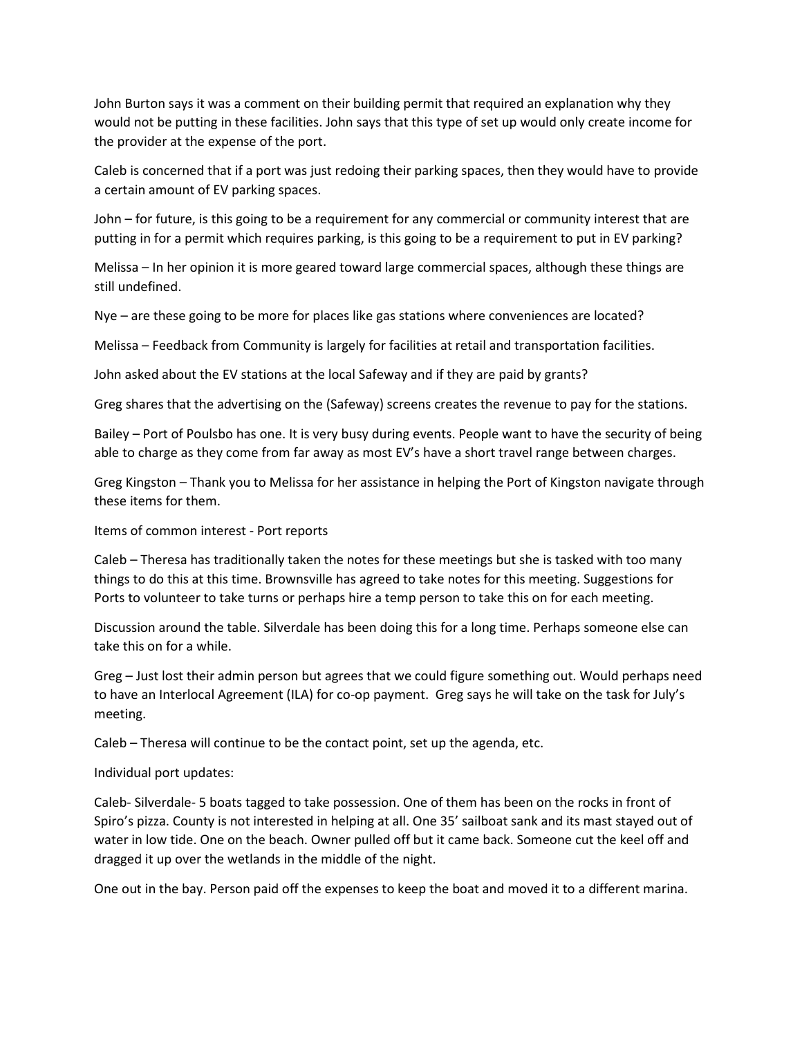John Burton says it was a comment on their building permit that required an explanation why they would not be putting in these facilities. John says that this type of set up would only create income for the provider at the expense of the port.

Caleb is concerned that if a port was just redoing their parking spaces, then they would have to provide a certain amount of EV parking spaces.

John – for future, is this going to be a requirement for any commercial or community interest that are putting in for a permit which requires parking, is this going to be a requirement to put in EV parking?

Melissa – In her opinion it is more geared toward large commercial spaces, although these things are still undefined.

Nye – are these going to be more for places like gas stations where conveniences are located?

Melissa – Feedback from Community is largely for facilities at retail and transportation facilities.

John asked about the EV stations at the local Safeway and if they are paid by grants?

Greg shares that the advertising on the (Safeway) screens creates the revenue to pay for the stations.

Bailey – Port of Poulsbo has one. It is very busy during events. People want to have the security of being able to charge as they come from far away as most EV's have a short travel range between charges.

Greg Kingston – Thank you to Melissa for her assistance in helping the Port of Kingston navigate through these items for them.

Items of common interest - Port reports

Caleb – Theresa has traditionally taken the notes for these meetings but she is tasked with too many things to do this at this time. Brownsville has agreed to take notes for this meeting. Suggestions for Ports to volunteer to take turns or perhaps hire a temp person to take this on for each meeting.

Discussion around the table. Silverdale has been doing this for a long time. Perhaps someone else can take this on for a while.

Greg – Just lost their admin person but agrees that we could figure something out. Would perhaps need to have an Interlocal Agreement (ILA) for co-op payment. Greg says he will take on the task for July's meeting.

Caleb – Theresa will continue to be the contact point, set up the agenda, etc.

Individual port updates:

Caleb- Silverdale- 5 boats tagged to take possession. One of them has been on the rocks in front of Spiro's pizza. County is not interested in helping at all. One 35' sailboat sank and its mast stayed out of water in low tide. One on the beach. Owner pulled off but it came back. Someone cut the keel off and dragged it up over the wetlands in the middle of the night.

One out in the bay. Person paid off the expenses to keep the boat and moved it to a different marina.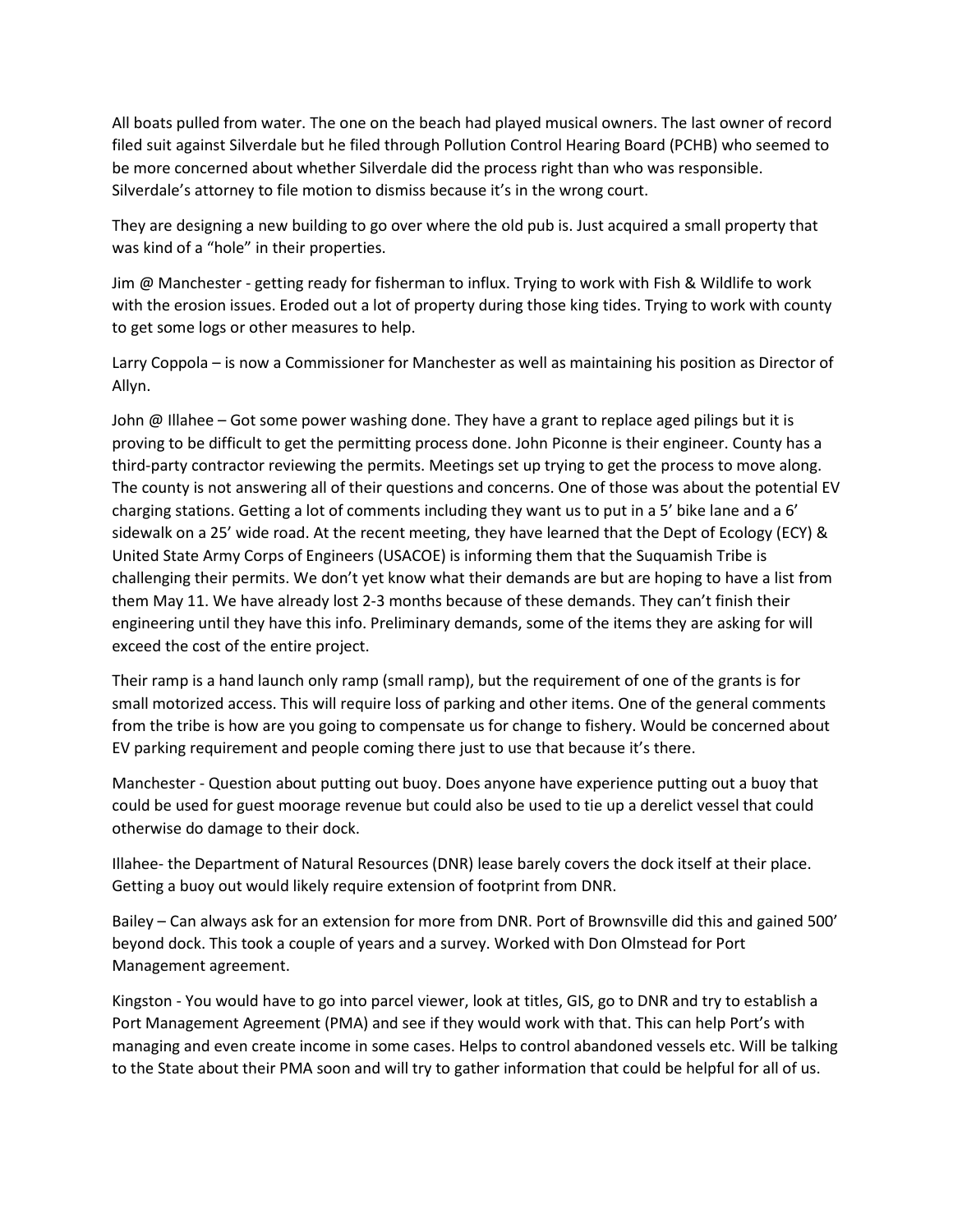All boats pulled from water. The one on the beach had played musical owners. The last owner of record filed suit against Silverdale but he filed through Pollution Control Hearing Board (PCHB) who seemed to be more concerned about whether Silverdale did the process right than who was responsible. Silverdale's attorney to file motion to dismiss because it's in the wrong court.

They are designing a new building to go over where the old pub is. Just acquired a small property that was kind of a "hole" in their properties.

Jim @ Manchester - getting ready for fisherman to influx. Trying to work with Fish & Wildlife to work with the erosion issues. Eroded out a lot of property during those king tides. Trying to work with county to get some logs or other measures to help.

Larry Coppola – is now a Commissioner for Manchester as well as maintaining his position as Director of Allyn.

John @ Illahee – Got some power washing done. They have a grant to replace aged pilings but it is proving to be difficult to get the permitting process done. John Piconne is their engineer. County has a third-party contractor reviewing the permits. Meetings set up trying to get the process to move along. The county is not answering all of their questions and concerns. One of those was about the potential EV charging stations. Getting a lot of comments including they want us to put in a 5' bike lane and a 6' sidewalk on a 25' wide road. At the recent meeting, they have learned that the Dept of Ecology (ECY) & United State Army Corps of Engineers (USACOE) is informing them that the Suquamish Tribe is challenging their permits. We don't yet know what their demands are but are hoping to have a list from them May 11. We have already lost 2-3 months because of these demands. They can't finish their engineering until they have this info. Preliminary demands, some of the items they are asking for will exceed the cost of the entire project.

Their ramp is a hand launch only ramp (small ramp), but the requirement of one of the grants is for small motorized access. This will require loss of parking and other items. One of the general comments from the tribe is how are you going to compensate us for change to fishery. Would be concerned about EV parking requirement and people coming there just to use that because it's there.

Manchester - Question about putting out buoy. Does anyone have experience putting out a buoy that could be used for guest moorage revenue but could also be used to tie up a derelict vessel that could otherwise do damage to their dock.

Illahee- the Department of Natural Resources (DNR) lease barely covers the dock itself at their place. Getting a buoy out would likely require extension of footprint from DNR.

Bailey – Can always ask for an extension for more from DNR. Port of Brownsville did this and gained 500' beyond dock. This took a couple of years and a survey. Worked with Don Olmstead for Port Management agreement.

Kingston - You would have to go into parcel viewer, look at titles, GIS, go to DNR and try to establish a Port Management Agreement (PMA) and see if they would work with that. This can help Port's with managing and even create income in some cases. Helps to control abandoned vessels etc. Will be talking to the State about their PMA soon and will try to gather information that could be helpful for all of us.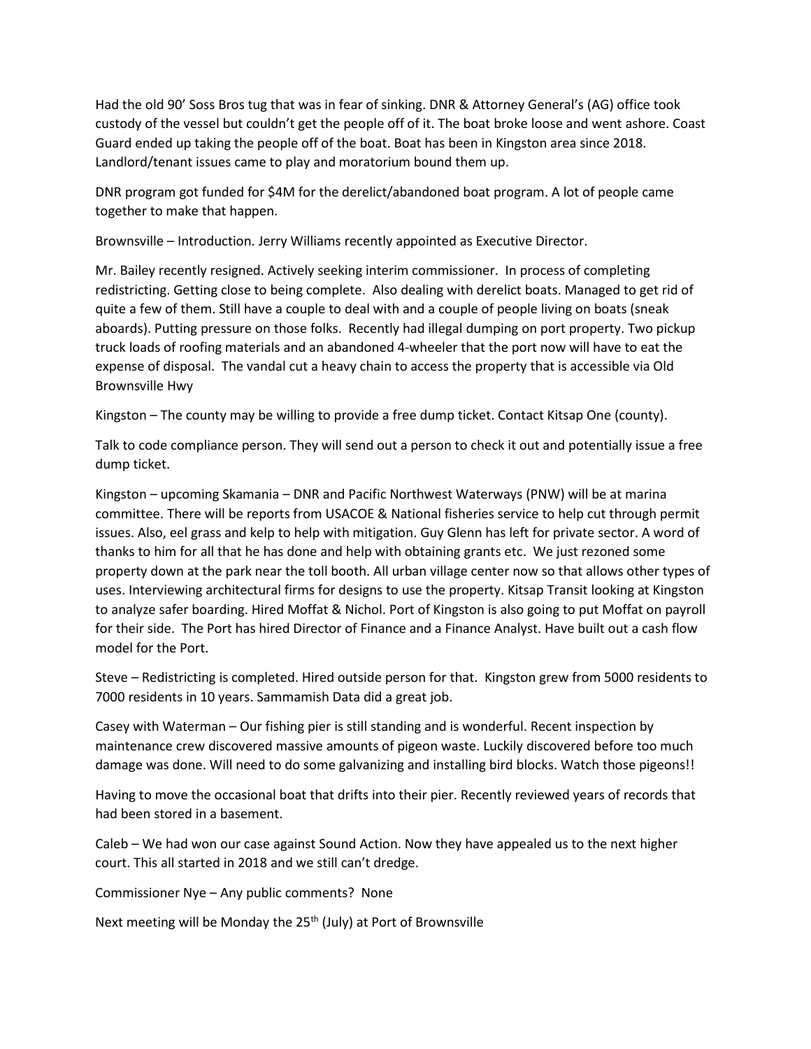Had the old 90' Soss Bros tug that was in fear of sinking. DNR & Attorney General's (AG) office took custody of the vessel but couldn't get the people off of it. The boat broke loose and went ashore. Coast Guard ended up taking the people off of the boat. Boat has been in Kingston area since 2018. Landlord/tenant issues came to play and moratorium bound them up.

DNR program got funded for $4M for the derelict/abandoned boat program. A lot of people came together to make that happen.

Brownsville – Introduction. Jerry Williams recently appointed as Executive Director.

Mr. Bailey recently resigned. Actively seeking interim commissioner. In process of completing redistricting. Getting close to being complete. Also dealing with derelict boats. Managed to get rid of quite a few of them. Still have a couple to deal with and a couple of people living on boats (sneak aboards). Putting pressure on those folks. Recently had illegal dumping on port property. Two pickup truck loads of roofing materials and an abandoned 4-wheeler that the port now will have to eat the expense of disposal. The vandal cut a heavy chain to access the property that is accessible via Old Brownsville Hwy

Kingston – The county may be willing to provide a free dump ticket. Contact Kitsap One (county).

Talk to code compliance person. They will send out a person to check it out and potentially issue a free dump ticket.

Kingston – upcoming Skamania – DNR and Pacific Northwest Waterways (PNW) will be at marina committee. There will be reports from USACOE & National fisheries service to help cut through permit issues. Also, eel grass and kelp to help with mitigation. Guy Glenn has left for private sector. A word of thanks to him for all that he has done and help with obtaining grants etc. We just rezoned some property down at the park near the toll booth. All urban village center now so that allows other types of uses. Interviewing architectural firms for designs to use the property. Kitsap Transit looking at Kingston to analyze safer boarding. Hired Moffat & Nichol. Port of Kingston is also going to put Moffat on payroll for their side. The Port has hired Director of Finance and a Finance Analyst. Have built out a cash flow model for the Port.

Steve – Redistricting is completed. Hired outside person for that. Kingston grew from 5000 residents to 7000 residents in 10 years. Sammamish Data did a great job.

Casey with Waterman – Our fishing pier is still standing and is wonderful. Recent inspection by maintenance crew discovered massive amounts of pigeon waste. Luckily discovered before too much damage was done. Will need to do some galvanizing and installing bird blocks. Watch those pigeons!!

Having to move the occasional boat that drifts into their pier. Recently reviewed years of records that had been stored in a basement.

Caleb – We had won our case against Sound Action. Now they have appealed us to the next higher court. This all started in 2018 and we still can't dredge.

Commissioner Nye – Any public comments? None

Next meeting will be Monday the 25th (July) at Port of Brownsville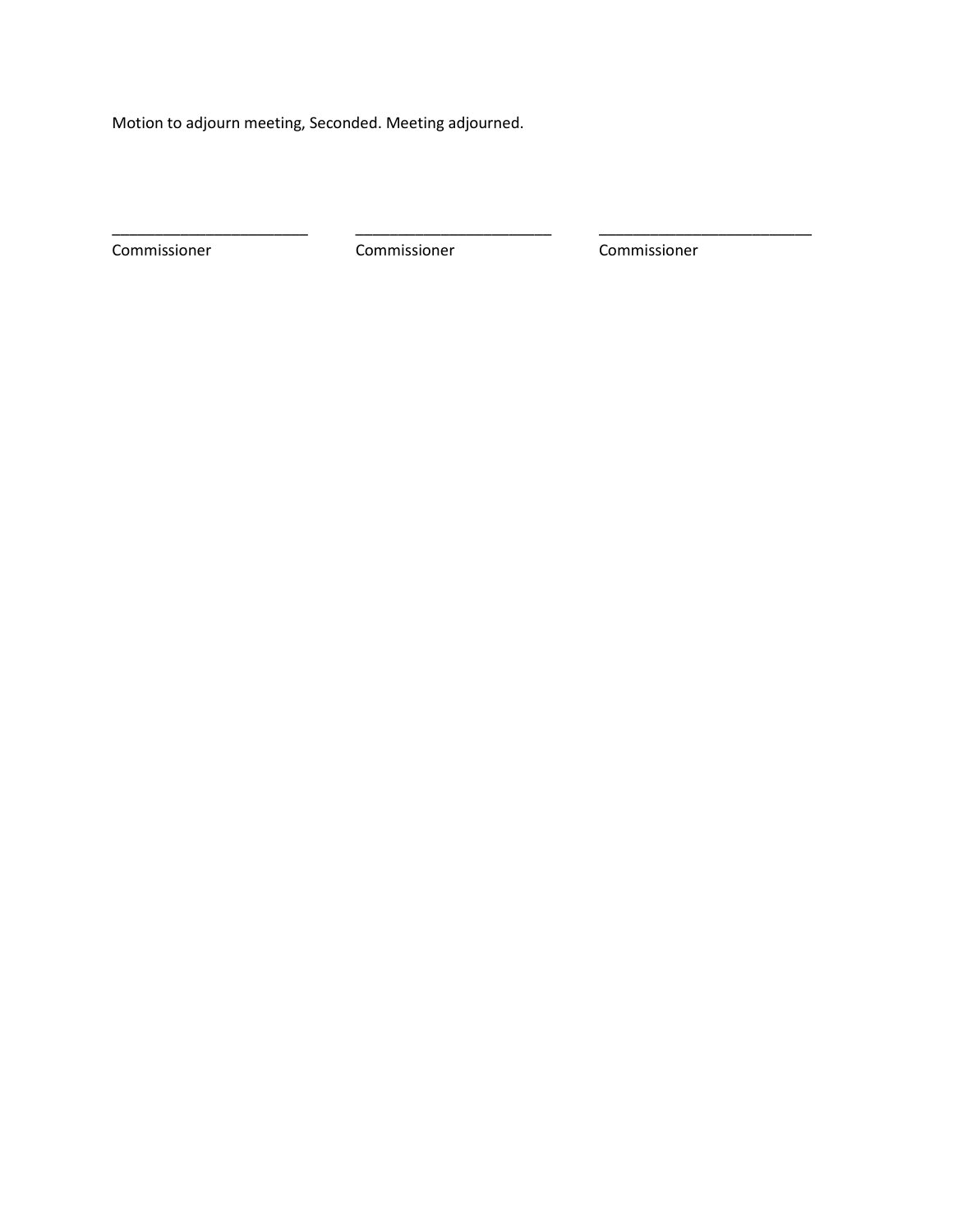Motion to adjourn meeting, Seconded. Meeting adjourned.

| ________________________ | ________________________ | __________________________ |
| --- | --- | --- |
| Commissioner | Commissioner | Commissioner |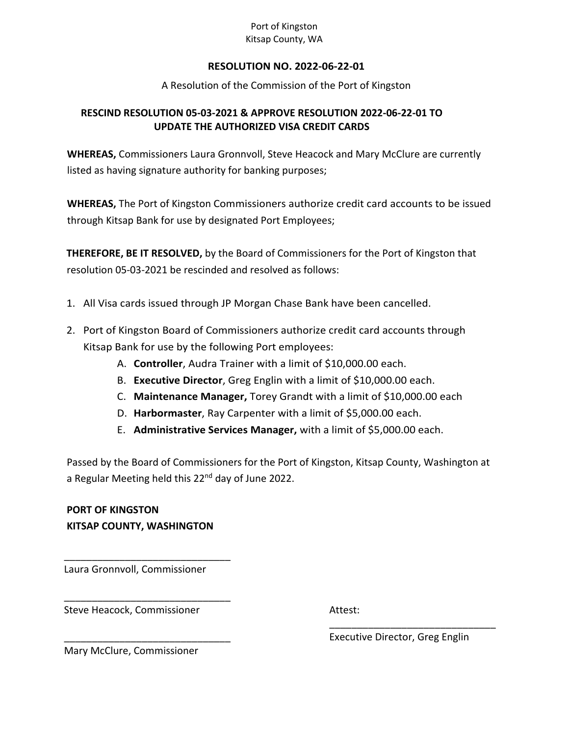Port of Kingston
Kitsap County, WA

## RESOLUTION NO. 2022-06-22-01

A Resolution of the Commission of the Port of Kingston

### RESCIND RESOLUTION 05-03-2021 & APPROVE RESOLUTION 2022-06-22-01 TO UPDATE THE AUTHORIZED VISA CREDIT CARDS

**WHEREAS,** Commissioners Laura Gronnvoll, Steve Heacock and Mary McClure are currently listed as having signature authority for banking purposes;

**WHEREAS,** The Port of Kingston Commissioners authorize credit card accounts to be issued through Kitsap Bank for use by designated Port Employees;

**THEREFORE, BE IT RESOLVED,** by the Board of Commissioners for the Port of Kingston that resolution 05-03-2021 be rescinded and resolved as follows:

1. All Visa cards issued through JP Morgan Chase Bank have been cancelled.
2. Port of Kingston Board of Commissioners authorize credit card accounts through Kitsap Bank for use by the following Port employees:
   - A. **Controller**, Audra Trainer with a limit of $10,000.00 each.
   - B. **Executive Director**, Greg Englin with a limit of $10,000.00 each.
   - C. **Maintenance Manager,** Torey Grandt with a limit of $10,000.00 each
   - D. **Harbormaster**, Ray Carpenter with a limit of $5,000.00 each.
   - E. **Administrative Services Manager,** with a limit of $5,000.00 each.

Passed by the Board of Commissioners for the Port of Kingston, Kitsap County, Washington at a Regular Meeting held this 22nd day of June 2022.

**PORT OF KINGSTON**
**KITSAP COUNTY, WASHINGTON**

______________________________
Laura Gronnvoll, Commissioner

______________________________
Steve Heacock, Commissioner

______________________________
Mary McClure, Commissioner

Attest:

______________________________
Executive Director, Greg Englin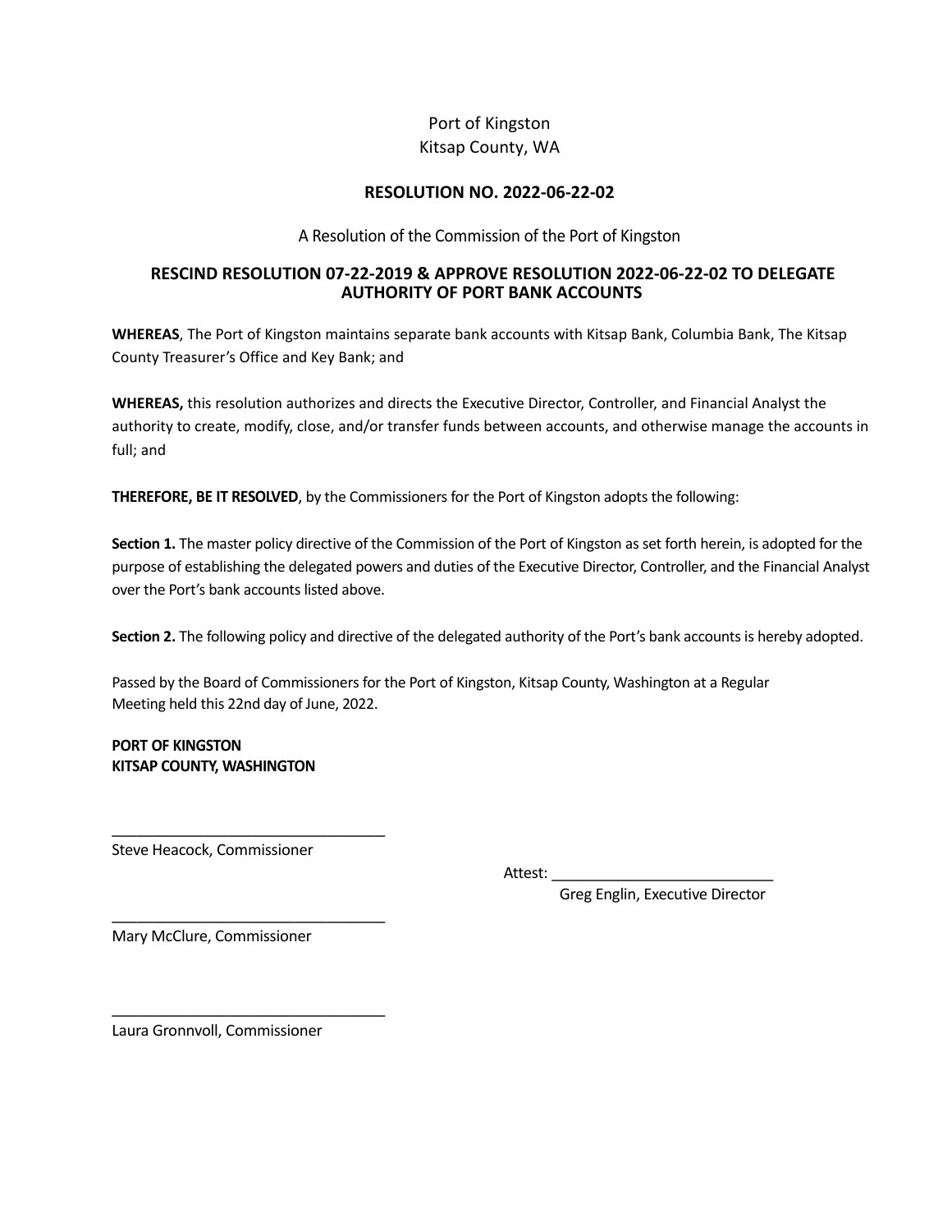Port of Kingston
Kitsap County, WA

# RESOLUTION NO. 2022-06-22-02

A Resolution of the Commission of the Port of Kingston

## RESCIND RESOLUTION 07-22-2019 & APPROVE RESOLUTION 2022-06-22-02 TO DELEGATE AUTHORITY OF PORT BANK ACCOUNTS

**WHEREAS**, The Port of Kingston maintains separate bank accounts with Kitsap Bank, Columbia Bank, The Kitsap County Treasurer's Office and Key Bank; and

**WHEREAS,** this resolution authorizes and directs the Executive Director, Controller, and Financial Analyst the authority to create, modify, close, and/or transfer funds between accounts, and otherwise manage the accounts in full; and

**THEREFORE, BE IT RESOLVED**, by the Commissioners for the Port of Kingston adopts the following:

**Section 1.** The master policy directive of the Commission of the Port of Kingston as set forth herein, is adopted for the purpose of establishing the delegated powers and duties of the Executive Director, Controller, and the Financial Analyst over the Port's bank accounts listed above.

**Section 2.** The following policy and directive of the delegated authority of the Port's bank accounts is hereby adopted.

Passed by the Board of Commissioners for the Port of Kingston, Kitsap County, Washington at a Regular Meeting held this 22nd day of June, 2022.

**PORT OF KINGSTON**
**KITSAP COUNTY, WASHINGTON**

\_\_\_\_\_\_\_\_\_\_\_\_\_\_\_\_\_\_\_\_\_\_\_\_\_\_\_\_\_\_\_\_
Steve Heacock, Commissioner

Attest: \_\_\_\_\_\_\_\_\_\_\_\_\_\_\_\_\_\_\_\_\_\_\_\_\_\_
Greg Englin, Executive Director

\_\_\_\_\_\_\_\_\_\_\_\_\_\_\_\_\_\_\_\_\_\_\_\_\_\_\_\_\_\_\_\_
Mary McClure, Commissioner

\_\_\_\_\_\_\_\_\_\_\_\_\_\_\_\_\_\_\_\_\_\_\_\_\_\_\_\_\_\_\_\_
Laura Gronnvoll, Commissioner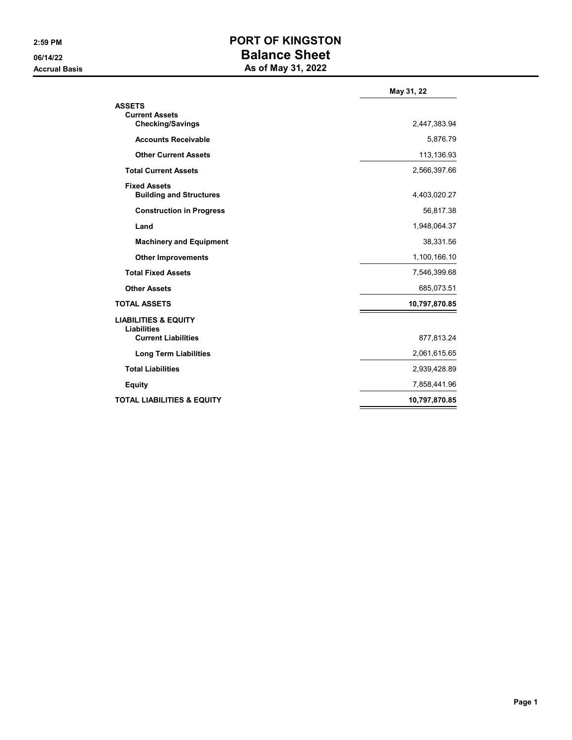# PORT OF KINGSTON
## Balance Sheet
### As of May 31, 2022

2:59 PM
06/14/22
Accrual Basis

| | May 31, 22 |
|---|---|
| **ASSETS** | |
| **Current Assets** | |
| **Checking/Savings** | 2,447,383.94 |
| **Accounts Receivable** | 5,876.79 |
| **Other Current Assets** | 113,136.93 |
| **Total Current Assets** | 2,566,397.66 |
| **Fixed Assets** | |
| **Building and Structures** | 4,403,020.27 |
| **Construction in Progress** | 56,817.38 |
| **Land** | 1,948,064.37 |
| **Machinery and Equipment** | 38,331.56 |
| **Other Improvements** | 1,100,166.10 |
| **Total Fixed Assets** | 7,546,399.68 |
| **Other Assets** | 685,073.51 |
| **TOTAL ASSETS** | **10,797,870.85** |
| **LIABILITIES & EQUITY** | |
| **Liabilities** | |
| **Current Liabilities** | 877,813.24 |
| **Long Term Liabilities** | 2,061,615.65 |
| **Total Liabilities** | 2,939,428.89 |
| **Equity** | 7,858,441.96 |
| **TOTAL LIABILITIES & EQUITY** | **10,797,870.85** |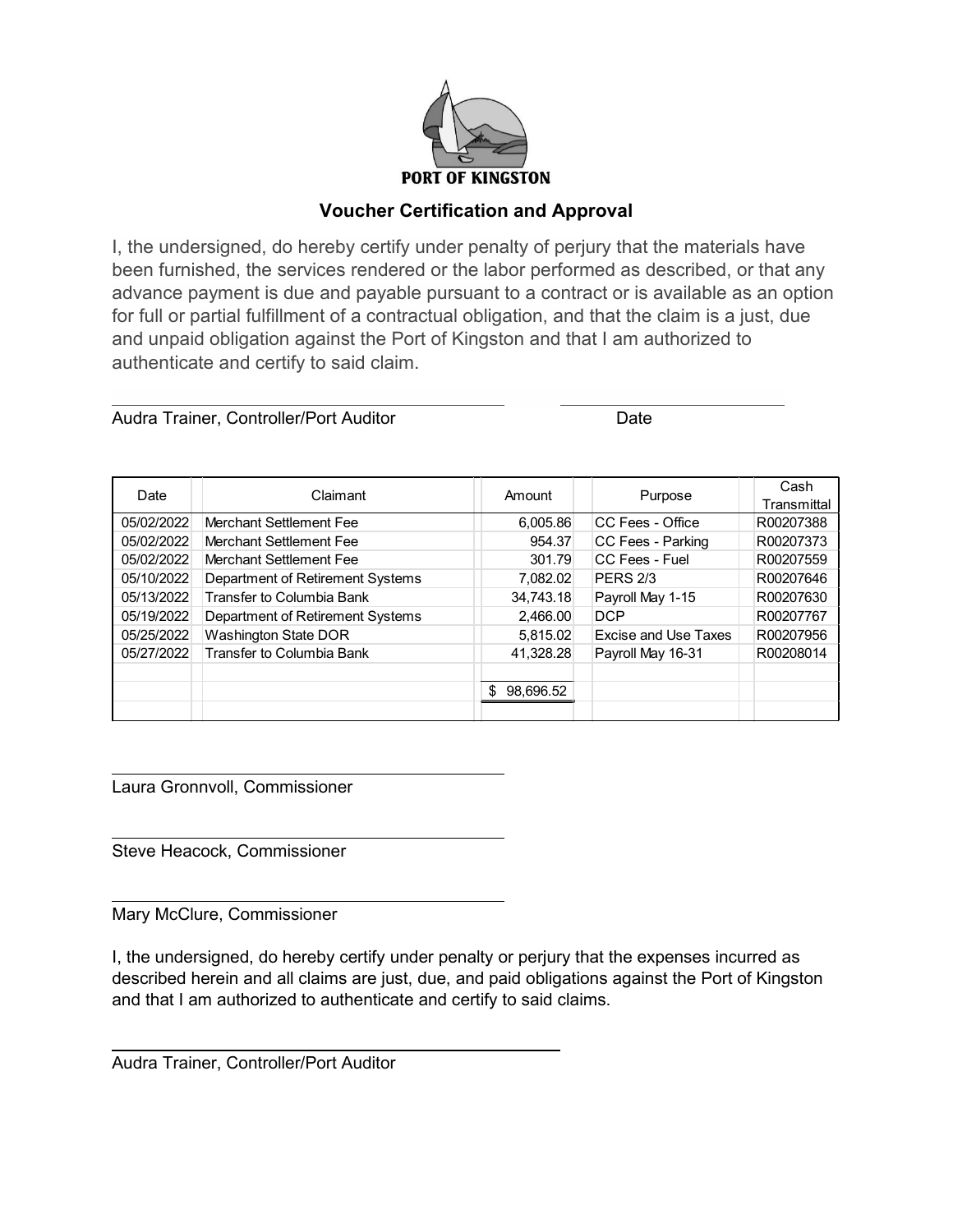PORT OF KINGSTON

## Voucher Certification and Approval

I, the undersigned, do hereby certify under penalty of perjury that the materials have been furnished, the services rendered or the labor performed as described, or that any advance payment is due and payable pursuant to a contract or is available as an option for full or partial fulfillment of a contractual obligation, and that the claim is a just, due and unpaid obligation against the Port of Kingston and that I am authorized to authenticate and certify to said claim.

\_\_\_\_\_\_\_\_\_\_\_\_\_\_\_\_\_\_\_\_\_\_\_\_\_\_\_\_\_\_\_\_\_\_\_\_\_\_\_\_ \_\_\_\_\_\_\_\_\_\_\_\_\_\_\_\_\_\_\_\_\_\_\_
Audra Trainer, Controller/Port Auditor Date

| Date | Claimant | Amount | Purpose | Cash Transmittal |
|---|---|---|---|---|
| 05/02/2022 | Merchant Settlement Fee | 6,005.86 | CC Fees - Office | R00207388 |
| 05/02/2022 | Merchant Settlement Fee | 954.37 | CC Fees - Parking | R00207373 |
| 05/02/2022 | Merchant Settlement Fee | 301.79 | CC Fees - Fuel | R00207559 |
| 05/10/2022 | Department of Retirement Systems | 7,082.02 | PERS 2/3 | R00207646 |
| 05/13/2022 | Transfer to Columbia Bank | 34,743.18 | Payroll May 1-15 | R00207630 |
| 05/19/2022 | Department of Retirement Systems | 2,466.00 | DCP | R00207767 |
| 05/25/2022 | Washington State DOR | 5,815.02 | Excise and Use Taxes | R00207956 |
| 05/27/2022 | Transfer to Columbia Bank | 41,328.28 | Payroll May 16-31 | R00208014 |
| | | | | |
| | | $ 98,696.52 | | |

\_\_\_\_\_\_\_\_\_\_\_\_\_\_\_\_\_\_\_\_\_\_\_\_\_\_\_\_\_\_\_\_\_\_\_\_\_\_\_\_
Laura Gronnvoll, Commissioner

\_\_\_\_\_\_\_\_\_\_\_\_\_\_\_\_\_\_\_\_\_\_\_\_\_\_\_\_\_\_\_\_\_\_\_\_\_\_\_\_
Steve Heacock, Commissioner

\_\_\_\_\_\_\_\_\_\_\_\_\_\_\_\_\_\_\_\_\_\_\_\_\_\_\_\_\_\_\_\_\_\_\_\_\_\_\_\_
Mary McClure, Commissioner

I, the undersigned, do hereby certify under penalty or perjury that the expenses incurred as described herein and all claims are just, due, and paid obligations against the Port of Kingston and that I am authorized to authenticate and certify to said claims.

\_\_\_\_\_\_\_\_\_\_\_\_\_\_\_\_\_\_\_\_\_\_\_\_\_\_\_\_\_\_\_\_\_\_\_\_\_\_\_\_\_\_\_\_
Audra Trainer, Controller/Port Auditor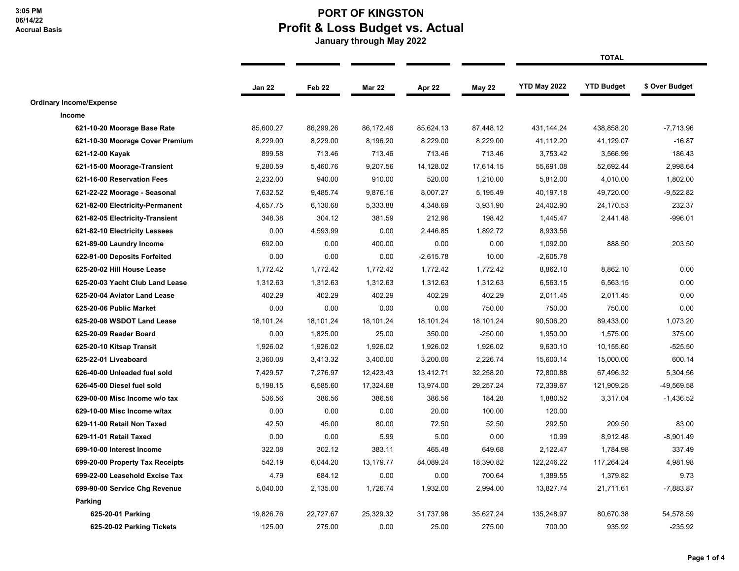# PORT OF KINGSTON

## Profit & Loss Budget vs. Actual

### January through May 2022

3:05 PM
06/14/22
Accrual Basis

| | Jan 22 | Feb 22 | Mar 22 | Apr 22 | May 22 | YTD May 2022 | YTD Budget | $ Over Budget |
|---|---|---|---|---|---|---|---|---|
| | | | | | | **TOTAL** | | |
| **Ordinary Income/Expense** | | | | | | | | |
| **Income** | | | | | | | | |
| **621-10-20 Moorage Base Rate** | 85,600.27 | 86,299.26 | 86,172.46 | 85,624.13 | 87,448.12 | 431,144.24 | 438,858.20 | -7,713.96 |
| **621-10-30 Moorage Cover Premium** | 8,229.00 | 8,229.00 | 8,196.20 | 8,229.00 | 8,229.00 | 41,112.20 | 41,129.07 | -16.87 |
| **621-12-00 Kayak** | 899.58 | 713.46 | 713.46 | 713.46 | 713.46 | 3,753.42 | 3,566.99 | 186.43 |
| **621-15-00 Moorage-Transient** | 9,280.59 | 5,460.76 | 9,207.56 | 14,128.02 | 17,614.15 | 55,691.08 | 52,692.44 | 2,998.64 |
| **621-16-00 Reservation Fees** | 2,232.00 | 940.00 | 910.00 | 520.00 | 1,210.00 | 5,812.00 | 4,010.00 | 1,802.00 |
| **621-22-22 Moorage - Seasonal** | 7,632.52 | 9,485.74 | 9,876.16 | 8,007.27 | 5,195.49 | 40,197.18 | 49,720.00 | -9,522.82 |
| **621-82-00 Electricity-Permanent** | 4,657.75 | 6,130.68 | 5,333.88 | 4,348.69 | 3,931.90 | 24,402.90 | 24,170.53 | 232.37 |
| **621-82-05 Electricity-Transient** | 348.38 | 304.12 | 381.59 | 212.96 | 198.42 | 1,445.47 | 2,441.48 | -996.01 |
| **621-82-10 Electricity Lessees** | 0.00 | 4,593.99 | 0.00 | 2,446.85 | 1,892.72 | 8,933.56 | | |
| **621-89-00 Laundry Income** | 692.00 | 0.00 | 400.00 | 0.00 | 0.00 | 1,092.00 | 888.50 | 203.50 |
| **622-91-00 Deposits Forfeited** | 0.00 | 0.00 | 0.00 | -2,615.78 | 10.00 | -2,605.78 | | |
| **625-20-02 Hill House Lease** | 1,772.42 | 1,772.42 | 1,772.42 | 1,772.42 | 1,772.42 | 8,862.10 | 8,862.10 | 0.00 |
| **625-20-03 Yacht Club Land Lease** | 1,312.63 | 1,312.63 | 1,312.63 | 1,312.63 | 1,312.63 | 6,563.15 | 6,563.15 | 0.00 |
| **625-20-04 Aviator Land Lease** | 402.29 | 402.29 | 402.29 | 402.29 | 402.29 | 2,011.45 | 2,011.45 | 0.00 |
| **625-20-06 Public Market** | 0.00 | 0.00 | 0.00 | 0.00 | 750.00 | 750.00 | 750.00 | 0.00 |
| **625-20-08 WSDOT Land Lease** | 18,101.24 | 18,101.24 | 18,101.24 | 18,101.24 | 18,101.24 | 90,506.20 | 89,433.00 | 1,073.20 |
| **625-20-09 Reader Board** | 0.00 | 1,825.00 | 25.00 | 350.00 | -250.00 | 1,950.00 | 1,575.00 | 375.00 |
| **625-20-10 Kitsap Transit** | 1,926.02 | 1,926.02 | 1,926.02 | 1,926.02 | 1,926.02 | 9,630.10 | 10,155.60 | -525.50 |
| **625-22-01 Liveaboard** | 3,360.08 | 3,413.32 | 3,400.00 | 3,200.00 | 2,226.74 | 15,600.14 | 15,000.00 | 600.14 |
| **626-40-00 Unleaded fuel sold** | 7,429.57 | 7,276.97 | 12,423.43 | 13,412.71 | 32,258.20 | 72,800.88 | 67,496.32 | 5,304.56 |
| **626-45-00 Diesel fuel sold** | 5,198.15 | 6,585.60 | 17,324.68 | 13,974.00 | 29,257.24 | 72,339.67 | 121,909.25 | -49,569.58 |
| **629-00-00 Misc Income w/o tax** | 536.56 | 386.56 | 386.56 | 386.56 | 184.28 | 1,880.52 | 3,317.04 | -1,436.52 |
| **629-10-00 Misc Income w/tax** | 0.00 | 0.00 | 0.00 | 20.00 | 100.00 | 120.00 | | |
| **629-11-00 Retail Non Taxed** | 42.50 | 45.00 | 80.00 | 72.50 | 52.50 | 292.50 | 209.50 | 83.00 |
| **629-11-01 Retail Taxed** | 0.00 | 0.00 | 5.99 | 5.00 | 0.00 | 10.99 | 8,912.48 | -8,901.49 |
| **699-10-00 Interest Income** | 322.08 | 302.12 | 383.11 | 465.48 | 649.68 | 2,122.47 | 1,784.98 | 337.49 |
| **699-20-00 Property Tax Receipts** | 542.19 | 6,044.20 | 13,179.77 | 84,089.24 | 18,390.82 | 122,246.22 | 117,264.24 | 4,981.98 |
| **699-22-00 Leasehold Excise Tax** | 4.79 | 684.12 | 0.00 | 0.00 | 700.64 | 1,389.55 | 1,379.82 | 9.73 |
| **699-90-00 Service Chg Revenue** | 5,040.00 | 2,135.00 | 1,726.74 | 1,932.00 | 2,994.00 | 13,827.74 | 21,711.61 | -7,883.87 |
| **Parking** | | | | | | | | |
| **625-20-01 Parking** | 19,826.76 | 22,727.67 | 25,329.32 | 31,737.98 | 35,627.24 | 135,248.97 | 80,670.38 | 54,578.59 |
| **625-20-02 Parking Tickets** | 125.00 | 275.00 | 0.00 | 25.00 | 275.00 | 700.00 | 935.92 | -235.92 |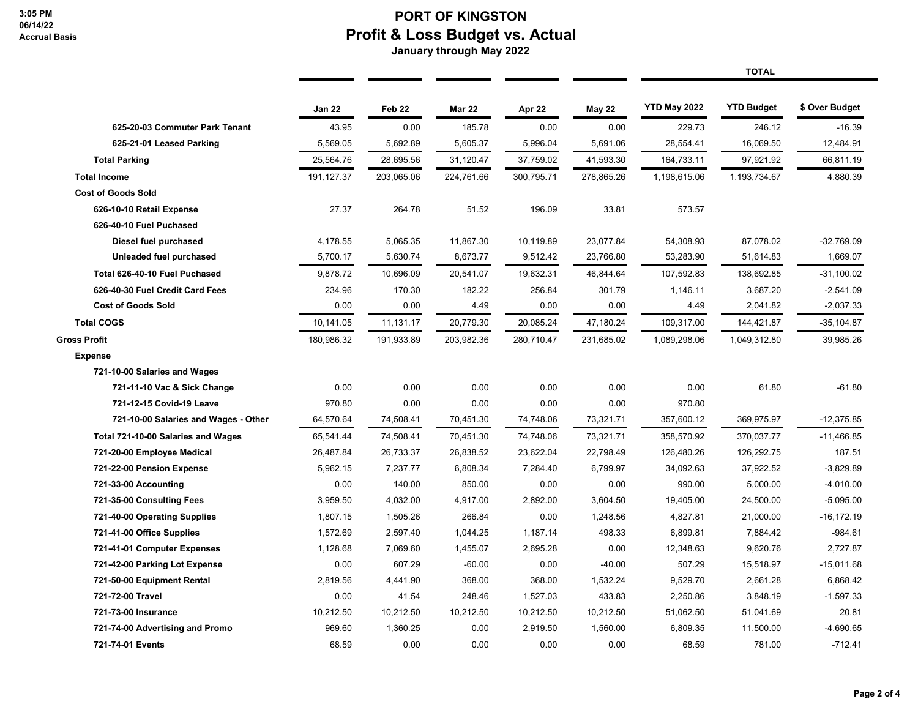# PORT OF KINGSTON

## Profit & Loss Budget vs. Actual

**January through May 2022**

| | Jan 22 | Feb 22 | Mar 22 | Apr 22 | May 22 | YTD May 2022 | YTD Budget | $ Over Budget |
|---|---|---|---|---|---|---|---|---|
| 625-20-03 Commuter Park Tenant | 43.95 | 0.00 | 185.78 | 0.00 | 0.00 | 229.73 | 246.12 | -16.39 |
| 625-21-01 Leased Parking | 5,569.05 | 5,692.89 | 5,605.37 | 5,996.04 | 5,691.06 | 28,554.41 | 16,069.50 | 12,484.91 |
| Total Parking | 25,564.76 | 28,695.56 | 31,120.47 | 37,759.02 | 41,593.30 | 164,733.11 | 97,921.92 | 66,811.19 |
| Total Income | 191,127.37 | 203,065.06 | 224,761.66 | 300,795.71 | 278,865.26 | 1,198,615.06 | 1,193,734.67 | 4,880.39 |
| Cost of Goods Sold | | | | | | | | |
| 626-10-10 Retail Expense | 27.37 | 264.78 | 51.52 | 196.09 | 33.81 | 573.57 | | |
| 626-40-10 Fuel Puchased | | | | | | | | |
| Diesel fuel purchased | 4,178.55 | 5,065.35 | 11,867.30 | 10,119.89 | 23,077.84 | 54,308.93 | 87,078.02 | -32,769.09 |
| Unleaded fuel purchased | 5,700.17 | 5,630.74 | 8,673.77 | 9,512.42 | 23,766.80 | 53,283.90 | 51,614.83 | 1,669.07 |
| Total 626-40-10 Fuel Puchased | 9,878.72 | 10,696.09 | 20,541.07 | 19,632.31 | 46,844.64 | 107,592.83 | 138,692.85 | -31,100.02 |
| 626-40-30 Fuel Credit Card Fees | 234.96 | 170.30 | 182.22 | 256.84 | 301.79 | 1,146.11 | 3,687.20 | -2,541.09 |
| Cost of Goods Sold | 0.00 | 0.00 | 4.49 | 0.00 | 0.00 | 4.49 | 2,041.82 | -2,037.33 |
| Total COGS | 10,141.05 | 11,131.17 | 20,779.30 | 20,085.24 | 47,180.24 | 109,317.00 | 144,421.87 | -35,104.87 |
| Gross Profit | 180,986.32 | 191,933.89 | 203,982.36 | 280,710.47 | 231,685.02 | 1,089,298.06 | 1,049,312.80 | 39,985.26 |
| Expense | | | | | | | | |
| 721-10-00 Salaries and Wages | | | | | | | | |
| 721-11-10 Vac & Sick Change | 0.00 | 0.00 | 0.00 | 0.00 | 0.00 | 0.00 | 61.80 | -61.80 |
| 721-12-15 Covid-19 Leave | 970.80 | 0.00 | 0.00 | 0.00 | 0.00 | 970.80 | | |
| 721-10-00 Salaries and Wages - Other | 64,570.64 | 74,508.41 | 70,451.30 | 74,748.06 | 73,321.71 | 357,600.12 | 369,975.97 | -12,375.85 |
| Total 721-10-00 Salaries and Wages | 65,541.44 | 74,508.41 | 70,451.30 | 74,748.06 | 73,321.71 | 358,570.92 | 370,037.77 | -11,466.85 |
| 721-20-00 Employee Medical | 26,487.84 | 26,733.37 | 26,838.52 | 23,622.04 | 22,798.49 | 126,480.26 | 126,292.75 | 187.51 |
| 721-22-00 Pension Expense | 5,962.15 | 7,237.77 | 6,808.34 | 7,284.40 | 6,799.97 | 34,092.63 | 37,922.52 | -3,829.89 |
| 721-33-00 Accounting | 0.00 | 140.00 | 850.00 | 0.00 | 0.00 | 990.00 | 5,000.00 | -4,010.00 |
| 721-35-00 Consulting Fees | 3,959.50 | 4,032.00 | 4,917.00 | 2,892.00 | 3,604.50 | 19,405.00 | 24,500.00 | -5,095.00 |
| 721-40-00 Operating Supplies | 1,807.15 | 1,505.26 | 266.84 | 0.00 | 1,248.56 | 4,827.81 | 21,000.00 | -16,172.19 |
| 721-41-00 Office Supplies | 1,572.69 | 2,597.40 | 1,044.25 | 1,187.14 | 498.33 | 6,899.81 | 7,884.42 | -984.61 |
| 721-41-01 Computer Expenses | 1,128.68 | 7,069.60 | 1,455.07 | 2,695.28 | 0.00 | 12,348.63 | 9,620.76 | 2,727.87 |
| 721-42-00 Parking Lot Expense | 0.00 | 607.29 | -60.00 | 0.00 | -40.00 | 507.29 | 15,518.97 | -15,011.68 |
| 721-50-00 Equipment Rental | 2,819.56 | 4,441.90 | 368.00 | 368.00 | 1,532.24 | 9,529.70 | 2,661.28 | 6,868.42 |
| 721-72-00 Travel | 0.00 | 41.54 | 248.46 | 1,527.03 | 433.83 | 2,250.86 | 3,848.19 | -1,597.33 |
| 721-73-00 Insurance | 10,212.50 | 10,212.50 | 10,212.50 | 10,212.50 | 10,212.50 | 51,062.50 | 51,041.69 | 20.81 |
| 721-74-00 Advertising and Promo | 969.60 | 1,360.25 | 0.00 | 2,919.50 | 1,560.00 | 6,809.35 | 11,500.00 | -4,690.65 |
| 721-74-01 Events | 68.59 | 0.00 | 0.00 | 0.00 | 0.00 | 68.59 | 781.00 | -712.41 |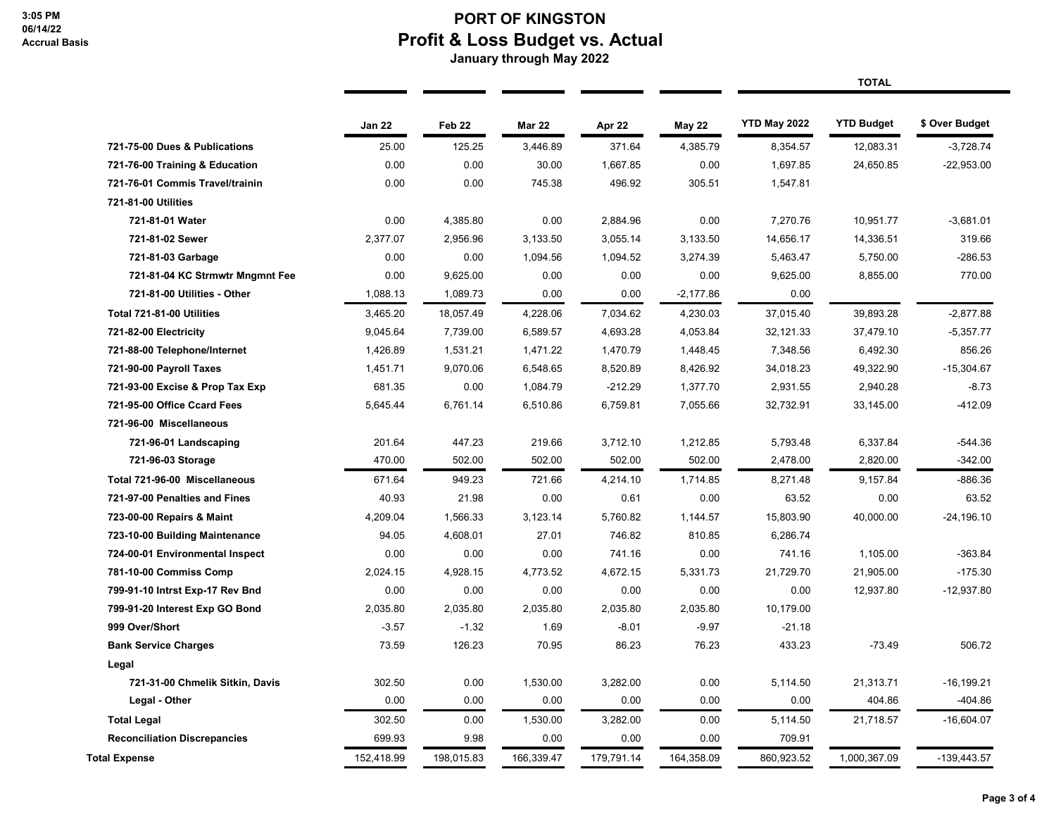3:05 PM
06/14/22
Accrual Basis

# PORT OF KINGSTON
## Profit & Loss Budget vs. Actual
### January through May 2022

| | Jan 22 | Feb 22 | Mar 22 | Apr 22 | May 22 | YTD May 2022 | YTD Budget | $ Over Budget |
|---|---|---|---|---|---|---|---|---|
| | | | | | | TOTAL | | |
| 721-75-00 Dues & Publications | 25.00 | 125.25 | 3,446.89 | 371.64 | 4,385.79 | 8,354.57 | 12,083.31 | -3,728.74 |
| 721-76-00 Training & Education | 0.00 | 0.00 | 30.00 | 1,667.85 | 0.00 | 1,697.85 | 24,650.85 | -22,953.00 |
| 721-76-01 Commis Travel/trainin | 0.00 | 0.00 | 745.38 | 496.92 | 305.51 | 1,547.81 | | |
| 721-81-00 Utilities | | | | | | | | |
| 721-81-01 Water | 0.00 | 4,385.80 | 0.00 | 2,884.96 | 0.00 | 7,270.76 | 10,951.77 | -3,681.01 |
| 721-81-02 Sewer | 2,377.07 | 2,956.96 | 3,133.50 | 3,055.14 | 3,133.50 | 14,656.17 | 14,336.51 | 319.66 |
| 721-81-03 Garbage | 0.00 | 0.00 | 1,094.56 | 1,094.52 | 3,274.39 | 5,463.47 | 5,750.00 | -286.53 |
| 721-81-04 KC Strmwtr Mngmnt Fee | 0.00 | 9,625.00 | 0.00 | 0.00 | 0.00 | 9,625.00 | 8,855.00 | 770.00 |
| 721-81-00 Utilities - Other | 1,088.13 | 1,089.73 | 0.00 | 0.00 | -2,177.86 | 0.00 | | |
| Total 721-81-00 Utilities | 3,465.20 | 18,057.49 | 4,228.06 | 7,034.62 | 4,230.03 | 37,015.40 | 39,893.28 | -2,877.88 |
| 721-82-00 Electricity | 9,045.64 | 7,739.00 | 6,589.57 | 4,693.28 | 4,053.84 | 32,121.33 | 37,479.10 | -5,357.77 |
| 721-88-00 Telephone/Internet | 1,426.89 | 1,531.21 | 1,471.22 | 1,470.79 | 1,448.45 | 7,348.56 | 6,492.30 | 856.26 |
| 721-90-00 Payroll Taxes | 1,451.71 | 9,070.06 | 6,548.65 | 8,520.89 | 8,426.92 | 34,018.23 | 49,322.90 | -15,304.67 |
| 721-93-00 Excise & Prop Tax Exp | 681.35 | 0.00 | 1,084.79 | -212.29 | 1,377.70 | 2,931.55 | 2,940.28 | -8.73 |
| 721-95-00 Office Ccard Fees | 5,645.44 | 6,761.14 | 6,510.86 | 6,759.81 | 7,055.66 | 32,732.91 | 33,145.00 | -412.09 |
| 721-96-00 Miscellaneous | | | | | | | | |
| 721-96-01 Landscaping | 201.64 | 447.23 | 219.66 | 3,712.10 | 1,212.85 | 5,793.48 | 6,337.84 | -544.36 |
| 721-96-03 Storage | 470.00 | 502.00 | 502.00 | 502.00 | 502.00 | 2,478.00 | 2,820.00 | -342.00 |
| Total 721-96-00 Miscellaneous | 671.64 | 949.23 | 721.66 | 4,214.10 | 1,714.85 | 8,271.48 | 9,157.84 | -886.36 |
| 721-97-00 Penalties and Fines | 40.93 | 21.98 | 0.00 | 0.61 | 0.00 | 63.52 | 0.00 | 63.52 |
| 723-00-00 Repairs & Maint | 4,209.04 | 1,566.33 | 3,123.14 | 5,760.82 | 1,144.57 | 15,803.90 | 40,000.00 | -24,196.10 |
| 723-10-00 Building Maintenance | 94.05 | 4,608.01 | 27.01 | 746.82 | 810.85 | 6,286.74 | | |
| 724-00-01 Environmental Inspect | 0.00 | 0.00 | 0.00 | 741.16 | 0.00 | 741.16 | 1,105.00 | -363.84 |
| 781-10-00 Commiss Comp | 2,024.15 | 4,928.15 | 4,773.52 | 4,672.15 | 5,331.73 | 21,729.70 | 21,905.00 | -175.30 |
| 799-91-10 Intrst Exp-17 Rev Bnd | 0.00 | 0.00 | 0.00 | 0.00 | 0.00 | 0.00 | 12,937.80 | -12,937.80 |
| 799-91-20 Interest Exp GO Bond | 2,035.80 | 2,035.80 | 2,035.80 | 2,035.80 | 2,035.80 | 10,179.00 | | |
| 999 Over/Short | -3.57 | -1.32 | 1.69 | -8.01 | -9.97 | -21.18 | | |
| Bank Service Charges | 73.59 | 126.23 | 70.95 | 86.23 | 76.23 | 433.23 | -73.49 | 506.72 |
| Legal | | | | | | | | |
| 721-31-00 Chmelik Sitkin, Davis | 302.50 | 0.00 | 1,530.00 | 3,282.00 | 0.00 | 5,114.50 | 21,313.71 | -16,199.21 |
| Legal - Other | 0.00 | 0.00 | 0.00 | 0.00 | 0.00 | 0.00 | 404.86 | -404.86 |
| Total Legal | 302.50 | 0.00 | 1,530.00 | 3,282.00 | 0.00 | 5,114.50 | 21,718.57 | -16,604.07 |
| Reconciliation Discrepancies | 699.93 | 9.98 | 0.00 | 0.00 | 0.00 | 709.91 | | |
| Total Expense | 152,418.99 | 198,015.83 | 166,339.47 | 179,791.14 | 164,358.09 | 860,923.52 | 1,000,367.09 | -139,443.57 |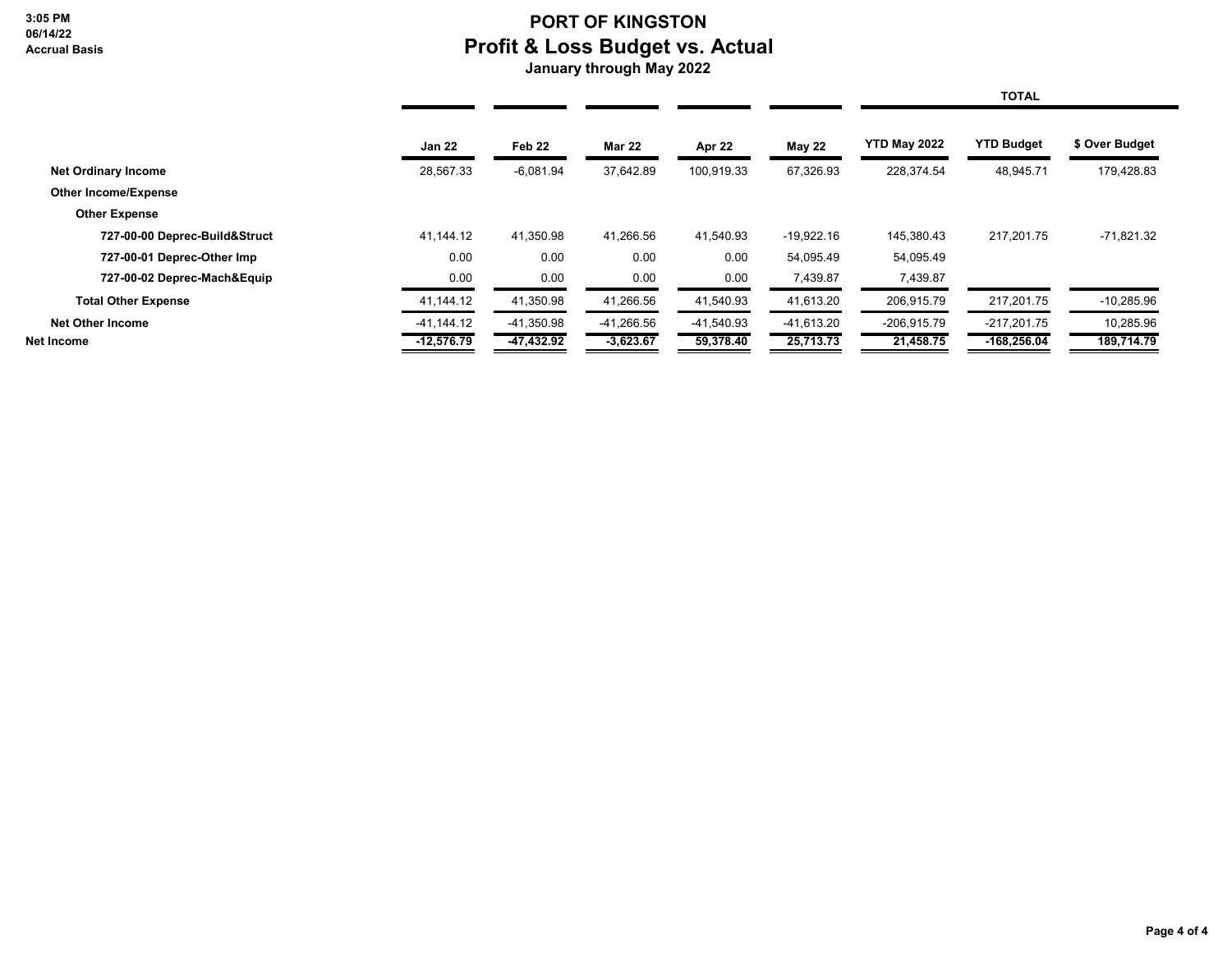3:05 PM
06/14/22
Accrual Basis

# PORT OF KINGSTON
## Profit & Loss Budget vs. Actual
### January through May 2022

| | Jan 22 | Feb 22 | Mar 22 | Apr 22 | May 22 | YTD May 2022 | YTD Budget | $ Over Budget |
|---|---|---|---|---|---|---|---|---|
| | | | | | | **TOTAL** | | |
| **Net Ordinary Income** | 28,567.33 | -6,081.94 | 37,642.89 | 100,919.33 | 67,326.93 | 228,374.54 | 48,945.71 | 179,428.83 |
| **Other Income/Expense** | | | | | | | | |
| **Other Expense** | | | | | | | | |
| **727-00-00 Deprec-Build&Struct** | 41,144.12 | 41,350.98 | 41,266.56 | 41,540.93 | -19,922.16 | 145,380.43 | 217,201.75 | -71,821.32 |
| **727-00-01 Deprec-Other Imp** | 0.00 | 0.00 | 0.00 | 0.00 | 54,095.49 | 54,095.49 | | |
| **727-00-02 Deprec-Mach&Equip** | 0.00 | 0.00 | 0.00 | 0.00 | 7,439.87 | 7,439.87 | | |
| **Total Other Expense** | 41,144.12 | 41,350.98 | 41,266.56 | 41,540.93 | 41,613.20 | 206,915.79 | 217,201.75 | -10,285.96 |
| **Net Other Income** | -41,144.12 | -41,350.98 | -41,266.56 | -41,540.93 | -41,613.20 | -206,915.79 | -217,201.75 | 10,285.96 |
| **Net Income** | **-12,576.79** | **-47,432.92** | **-3,623.67** | **59,378.40** | **25,713.73** | **21,458.75** | **-168,256.04** | **189,714.79** |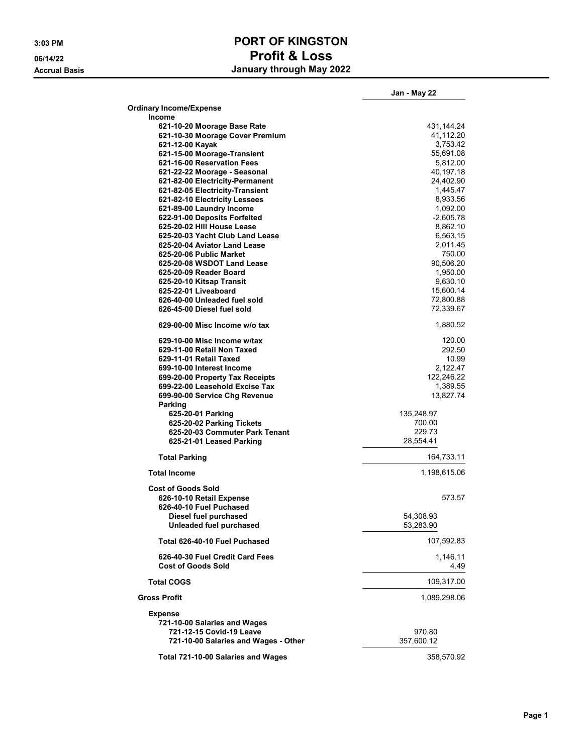# PORT OF KINGSTON
## Profit & Loss
### January through May 2022

3:03 PM
06/14/22
Accrual Basis

| | | Jan - May 22 |
|---|---|---|
| **Ordinary Income/Expense** | | |
| **Income** | | |
| 621-10-20 Moorage Base Rate | | 431,144.24 |
| 621-10-30 Moorage Cover Premium | | 41,112.20 |
| 621-12-00 Kayak | | 3,753.42 |
| 621-15-00 Moorage-Transient | | 55,691.08 |
| 621-16-00 Reservation Fees | | 5,812.00 |
| 621-22-22 Moorage - Seasonal | | 40,197.18 |
| 621-82-00 Electricity-Permanent | | 24,402.90 |
| 621-82-05 Electricity-Transient | | 1,445.47 |
| 621-82-10 Electricity Lessees | | 8,933.56 |
| 621-89-00 Laundry Income | | 1,092.00 |
| 622-91-00 Deposits Forfeited | | -2,605.78 |
| 625-20-02 Hill House Lease | | 8,862.10 |
| 625-20-03 Yacht Club Land Lease | | 6,563.15 |
| 625-20-04 Aviator Land Lease | | 2,011.45 |
| 625-20-06 Public Market | | 750.00 |
| 625-20-08 WSDOT Land Lease | | 90,506.20 |
| 625-20-09 Reader Board | | 1,950.00 |
| 625-20-10 Kitsap Transit | | 9,630.10 |
| 625-22-01 Liveaboard | | 15,600.14 |
| 626-40-00 Unleaded fuel sold | | 72,800.88 |
| 626-45-00 Diesel fuel sold | | 72,339.67 |
| 629-00-00 Misc Income w/o tax | | 1,880.52 |
| 629-10-00 Misc Income w/tax | | 120.00 |
| 629-11-00 Retail Non Taxed | | 292.50 |
| 629-11-01 Retail Taxed | | 10.99 |
| 699-10-00 Interest Income | | 2,122.47 |
| 699-20-00 Property Tax Receipts | | 122,246.22 |
| 699-22-00 Leasehold Excise Tax | | 1,389.55 |
| 699-90-00 Service Chg Revenue | | 13,827.74 |
| **Parking** | | |
| 625-20-01 Parking | 135,248.97 | |
| 625-20-02 Parking Tickets | 700.00 | |
| 625-20-03 Commuter Park Tenant | 229.73 | |
| 625-21-01 Leased Parking | 28,554.41 | |
| **Total Parking** | | 164,733.11 |
| **Total Income** | | 1,198,615.06 |
| **Cost of Goods Sold** | | |
| 626-10-10 Retail Expense | | 573.57 |
| 626-40-10 Fuel Puchased | | |
| Diesel fuel purchased | 54,308.93 | |
| Unleaded fuel purchased | 53,283.90 | |
| **Total 626-40-10 Fuel Puchased** | | 107,592.83 |
| 626-40-30 Fuel Credit Card Fees | | 1,146.11 |
| Cost of Goods Sold | | 4.49 |
| **Total COGS** | | 109,317.00 |
| **Gross Profit** | | 1,089,298.06 |
| **Expense** | | |
| 721-10-00 Salaries and Wages | | |
| 721-12-15 Covid-19 Leave | 970.80 | |
| 721-10-00 Salaries and Wages - Other | 357,600.12 | |
| **Total 721-10-00 Salaries and Wages** | | 358,570.92 |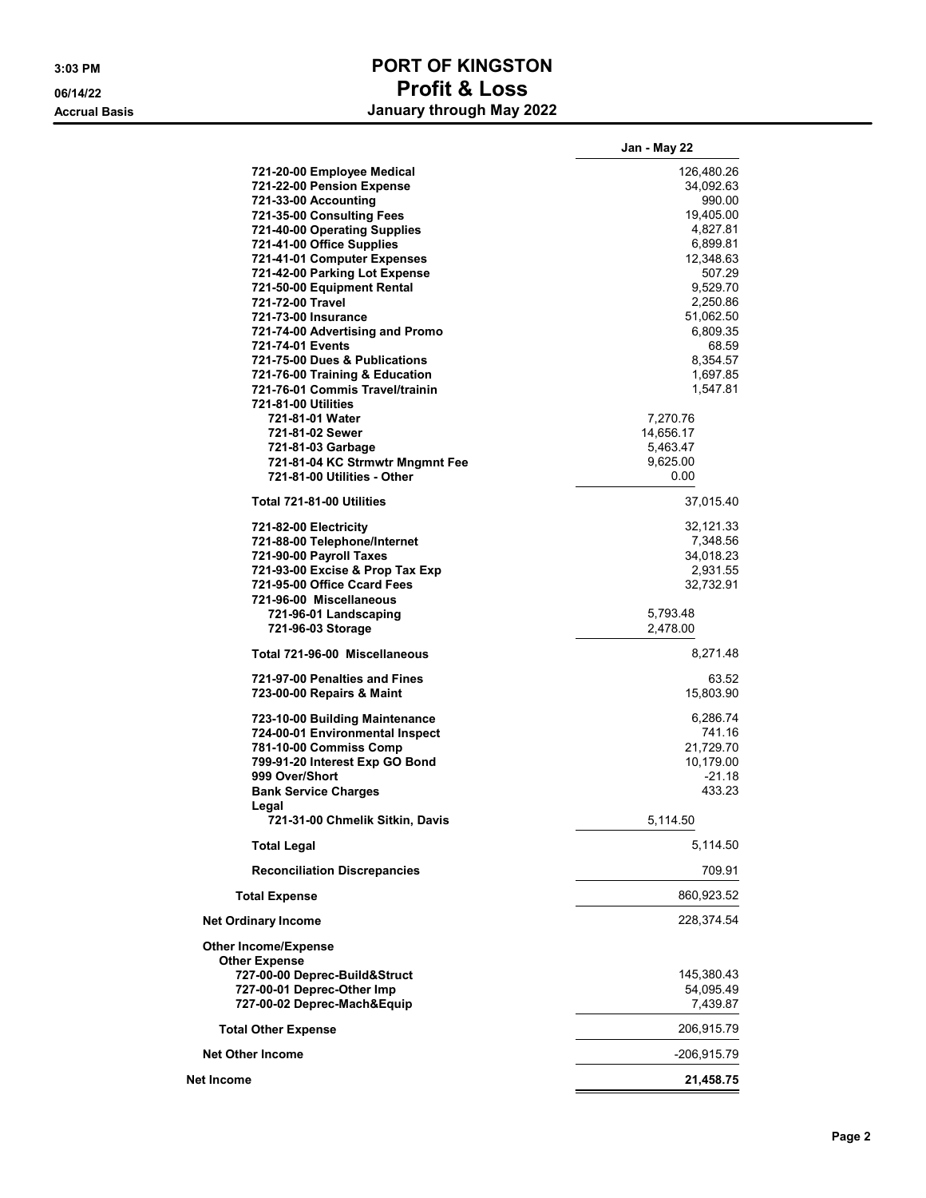# PORT OF KINGSTON
## Profit & Loss
### January through May 2022

3:03 PM
06/14/22
Accrual Basis

| | | Jan - May 22 |
|---|---|---|
| 721-20-00 Employee Medical | | 126,480.26 |
| 721-22-00 Pension Expense | | 34,092.63 |
| 721-33-00 Accounting | | 990.00 |
| 721-35-00 Consulting Fees | | 19,405.00 |
| 721-40-00 Operating Supplies | | 4,827.81 |
| 721-41-00 Office Supplies | | 6,899.81 |
| 721-41-01 Computer Expenses | | 12,348.63 |
| 721-42-00 Parking Lot Expense | | 507.29 |
| 721-50-00 Equipment Rental | | 9,529.70 |
| 721-72-00 Travel | | 2,250.86 |
| 721-73-00 Insurance | | 51,062.50 |
| 721-74-00 Advertising and Promo | | 6,809.35 |
| 721-74-01 Events | | 68.59 |
| 721-75-00 Dues & Publications | | 8,354.57 |
| 721-76-00 Training & Education | | 1,697.85 |
| 721-76-01 Commis Travel/trainin | | 1,547.81 |
| 721-81-00 Utilities | | |
| 721-81-01 Water | 7,270.76 | |
| 721-81-02 Sewer | 14,656.17 | |
| 721-81-03 Garbage | 5,463.47 | |
| 721-81-04 KC Strmwtr Mngmnt Fee | 9,625.00 | |
| 721-81-00 Utilities - Other | 0.00 | |
| **Total 721-81-00 Utilities** | | 37,015.40 |
| 721-82-00 Electricity | | 32,121.33 |
| 721-88-00 Telephone/Internet | | 7,348.56 |
| 721-90-00 Payroll Taxes | | 34,018.23 |
| 721-93-00 Excise & Prop Tax Exp | | 2,931.55 |
| 721-95-00 Office Ccard Fees | | 32,732.91 |
| 721-96-00 Miscellaneous | | |
| 721-96-01 Landscaping | 5,793.48 | |
| 721-96-03 Storage | 2,478.00 | |
| **Total 721-96-00 Miscellaneous** | | 8,271.48 |
| 721-97-00 Penalties and Fines | | 63.52 |
| 723-00-00 Repairs & Maint | | 15,803.90 |
| 723-10-00 Building Maintenance | | 6,286.74 |
| 724-00-01 Environmental Inspect | | 741.16 |
| 781-10-00 Commiss Comp | | 21,729.70 |
| 799-91-20 Interest Exp GO Bond | | 10,179.00 |
| 999 Over/Short | | -21.18 |
| Bank Service Charges | | 433.23 |
| Legal | | |
| 721-31-00 Chmelik Sitkin, Davis | 5,114.50 | |
| **Total Legal** | | 5,114.50 |
| Reconciliation Discrepancies | | 709.91 |
| **Total Expense** | | 860,923.52 |
| **Net Ordinary Income** | | 228,374.54 |
| **Other Income/Expense** | | |
| **Other Expense** | | |
| 727-00-00 Deprec-Build&Struct | | 145,380.43 |
| 727-00-01 Deprec-Other Imp | | 54,095.49 |
| 727-00-02 Deprec-Mach&Equip | | 7,439.87 |
| **Total Other Expense** | | 206,915.79 |
| **Net Other Income** | | -206,915.79 |
| **Net Income** | | **21,458.75** |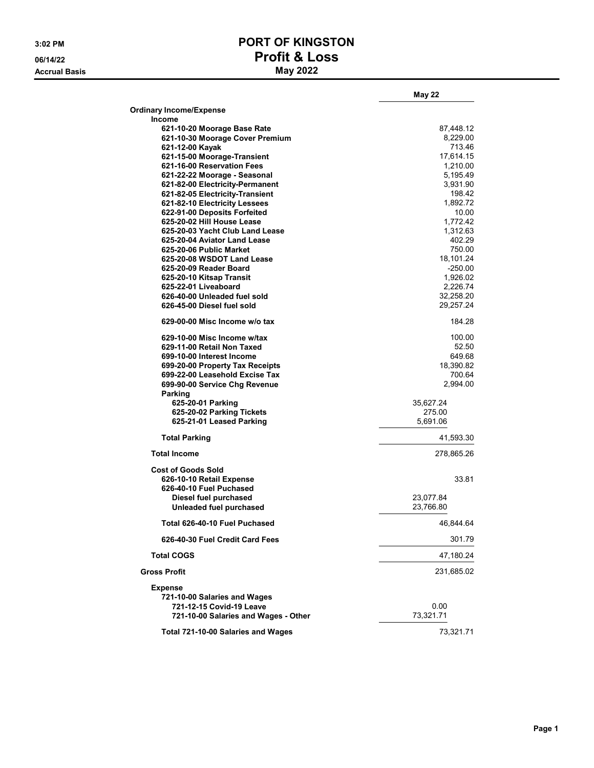# PORT OF KINGSTON

## Profit & Loss

### May 2022

3:02 PM
06/14/22
Accrual Basis

| | | May 22 |
|---|---|---|
| **Ordinary Income/Expense** | | |
| **Income** | | |
| 621-10-20 Moorage Base Rate | | 87,448.12 |
| 621-10-30 Moorage Cover Premium | | 8,229.00 |
| 621-12-00 Kayak | | 713.46 |
| 621-15-00 Moorage-Transient | | 17,614.15 |
| 621-16-00 Reservation Fees | | 1,210.00 |
| 621-22-22 Moorage - Seasonal | | 5,195.49 |
| 621-82-00 Electricity-Permanent | | 3,931.90 |
| 621-82-05 Electricity-Transient | | 198.42 |
| 621-82-10 Electricity Lessees | | 1,892.72 |
| 622-91-00 Deposits Forfeited | | 10.00 |
| 625-20-02 Hill House Lease | | 1,772.42 |
| 625-20-03 Yacht Club Land Lease | | 1,312.63 |
| 625-20-04 Aviator Land Lease | | 402.29 |
| 625-20-06 Public Market | | 750.00 |
| 625-20-08 WSDOT Land Lease | | 18,101.24 |
| 625-20-09 Reader Board | | -250.00 |
| 625-20-10 Kitsap Transit | | 1,926.02 |
| 625-22-01 Liveaboard | | 2,226.74 |
| 626-40-00 Unleaded fuel sold | | 32,258.20 |
| 626-45-00 Diesel fuel sold | | 29,257.24 |
| 629-00-00 Misc Income w/o tax | | 184.28 |
| 629-10-00 Misc Income w/tax | | 100.00 |
| 629-11-00 Retail Non Taxed | | 52.50 |
| 699-10-00 Interest Income | | 649.68 |
| 699-20-00 Property Tax Receipts | | 18,390.82 |
| 699-22-00 Leasehold Excise Tax | | 700.64 |
| 699-90-00 Service Chg Revenue | | 2,994.00 |
| **Parking** | | |
| 625-20-01 Parking | 35,627.24 | |
| 625-20-02 Parking Tickets | 275.00 | |
| 625-21-01 Leased Parking | 5,691.06 | |
| **Total Parking** | | 41,593.30 |
| **Total Income** | | 278,865.26 |
| **Cost of Goods Sold** | | |
| 626-10-10 Retail Expense | | 33.81 |
| 626-40-10 Fuel Puchased | | |
| Diesel fuel purchased | 23,077.84 | |
| Unleaded fuel purchased | 23,766.80 | |
| **Total 626-40-10 Fuel Puchased** | | 46,844.64 |
| 626-40-30 Fuel Credit Card Fees | | 301.79 |
| **Total COGS** | | 47,180.24 |
| **Gross Profit** | | 231,685.02 |
| **Expense** | | |
| 721-10-00 Salaries and Wages | | |
| 721-12-15 Covid-19 Leave | 0.00 | |
| 721-10-00 Salaries and Wages - Other | 73,321.71 | |
| **Total 721-10-00 Salaries and Wages** | | 73,321.71 |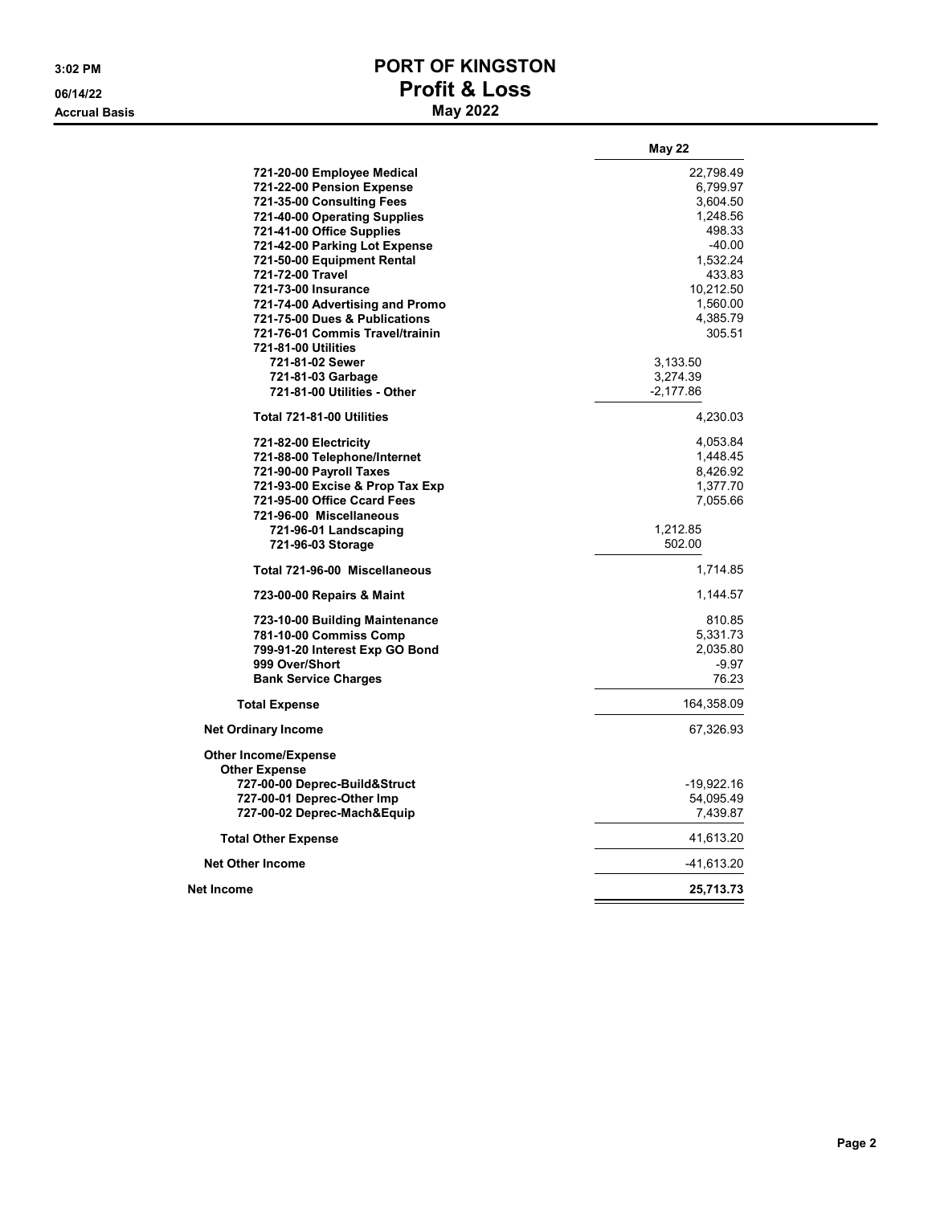# PORT OF KINGSTON

## Profit & Loss

### May 2022

3:02 PM
06/14/22
Accrual Basis

| | | May 22 |
|---|---|---|
| 721-20-00 Employee Medical | | 22,798.49 |
| 721-22-00 Pension Expense | | 6,799.97 |
| 721-35-00 Consulting Fees | | 3,604.50 |
| 721-40-00 Operating Supplies | | 1,248.56 |
| 721-41-00 Office Supplies | | 498.33 |
| 721-42-00 Parking Lot Expense | | -40.00 |
| 721-50-00 Equipment Rental | | 1,532.24 |
| 721-72-00 Travel | | 433.83 |
| 721-73-00 Insurance | | 10,212.50 |
| 721-74-00 Advertising and Promo | | 1,560.00 |
| 721-75-00 Dues & Publications | | 4,385.79 |
| 721-76-01 Commis Travel/trainin | | 305.51 |
| 721-81-00 Utilities | | |
| 721-81-02 Sewer | 3,133.50 | |
| 721-81-03 Garbage | 3,274.39 | |
| 721-81-00 Utilities - Other | -2,177.86 | |
| Total 721-81-00 Utilities | | 4,230.03 |
| 721-82-00 Electricity | | 4,053.84 |
| 721-88-00 Telephone/Internet | | 1,448.45 |
| 721-90-00 Payroll Taxes | | 8,426.92 |
| 721-93-00 Excise & Prop Tax Exp | | 1,377.70 |
| 721-95-00 Office Ccard Fees | | 7,055.66 |
| 721-96-00 Miscellaneous | | |
| 721-96-01 Landscaping | 1,212.85 | |
| 721-96-03 Storage | 502.00 | |
| Total 721-96-00 Miscellaneous | | 1,714.85 |
| 723-00-00 Repairs & Maint | | 1,144.57 |
| 723-10-00 Building Maintenance | | 810.85 |
| 781-10-00 Commiss Comp | | 5,331.73 |
| 799-91-20 Interest Exp GO Bond | | 2,035.80 |
| 999 Over/Short | | -9.97 |
| Bank Service Charges | | 76.23 |
| **Total Expense** | | 164,358.09 |
| **Net Ordinary Income** | | 67,326.93 |
| **Other Income/Expense** | | |
| **Other Expense** | | |
| 727-00-00 Deprec-Build&Struct | | -19,922.16 |
| 727-00-01 Deprec-Other Imp | | 54,095.49 |
| 727-00-02 Deprec-Mach&Equip | | 7,439.87 |
| **Total Other Expense** | | 41,613.20 |
| **Net Other Income** | | -41,613.20 |
| **Net Income** | | **25,713.73** |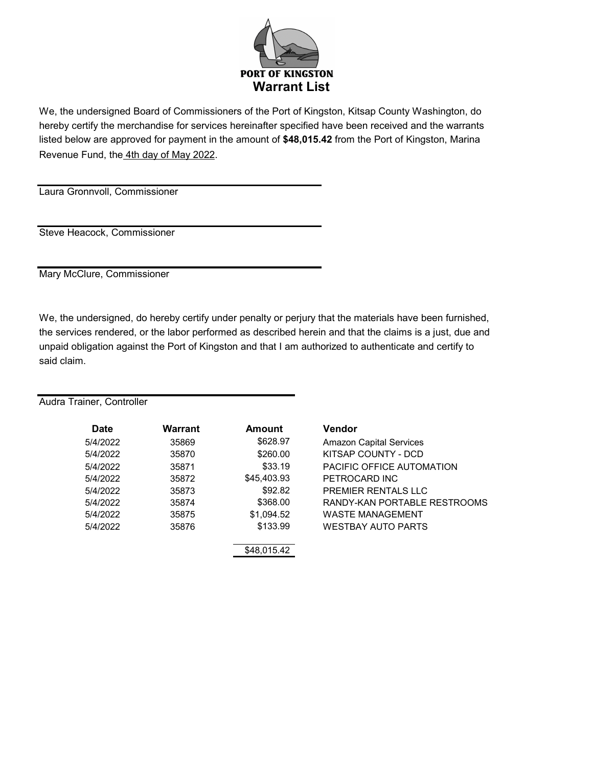PORT OF KINGSTON

# Warrant List

We, the undersigned Board of Commissioners of the Port of Kingston, Kitsap County Washington, do hereby certify the merchandise for services hereinafter specified have been received and the warrants listed below are approved for payment in the amount of **$48,015.42** from the Port of Kingston, Marina Revenue Fund, the 4th day of May 2022.

Laura Gronnvoll, Commissioner

Steve Heacock, Commissioner

Mary McClure, Commissioner

We, the undersigned, do hereby certify under penalty or perjury that the materials have been furnished, the services rendered, or the labor performed as described herein and that the claims is a just, due and unpaid obligation against the Port of Kingston and that I am authorized to authenticate and certify to said claim.

Audra Trainer, Controller

| Date | Warrant | Amount | Vendor |
|---|---|---|---|
| 5/4/2022 | 35869 | $628.97 | Amazon Capital Services |
| 5/4/2022 | 35870 | $260.00 | KITSAP COUNTY - DCD |
| 5/4/2022 | 35871 | $33.19 | PACIFIC OFFICE AUTOMATION |
| 5/4/2022 | 35872 | $45,403.93 | PETROCARD INC |
| 5/4/2022 | 35873 | $92.82 | PREMIER RENTALS LLC |
| 5/4/2022 | 35874 | $368.00 | RANDY-KAN PORTABLE RESTROOMS |
| 5/4/2022 | 35875 | $1,094.52 | WASTE MANAGEMENT |
| 5/4/2022 | 35876 | $133.99 | WESTBAY AUTO PARTS |
| | | $48,015.42 | |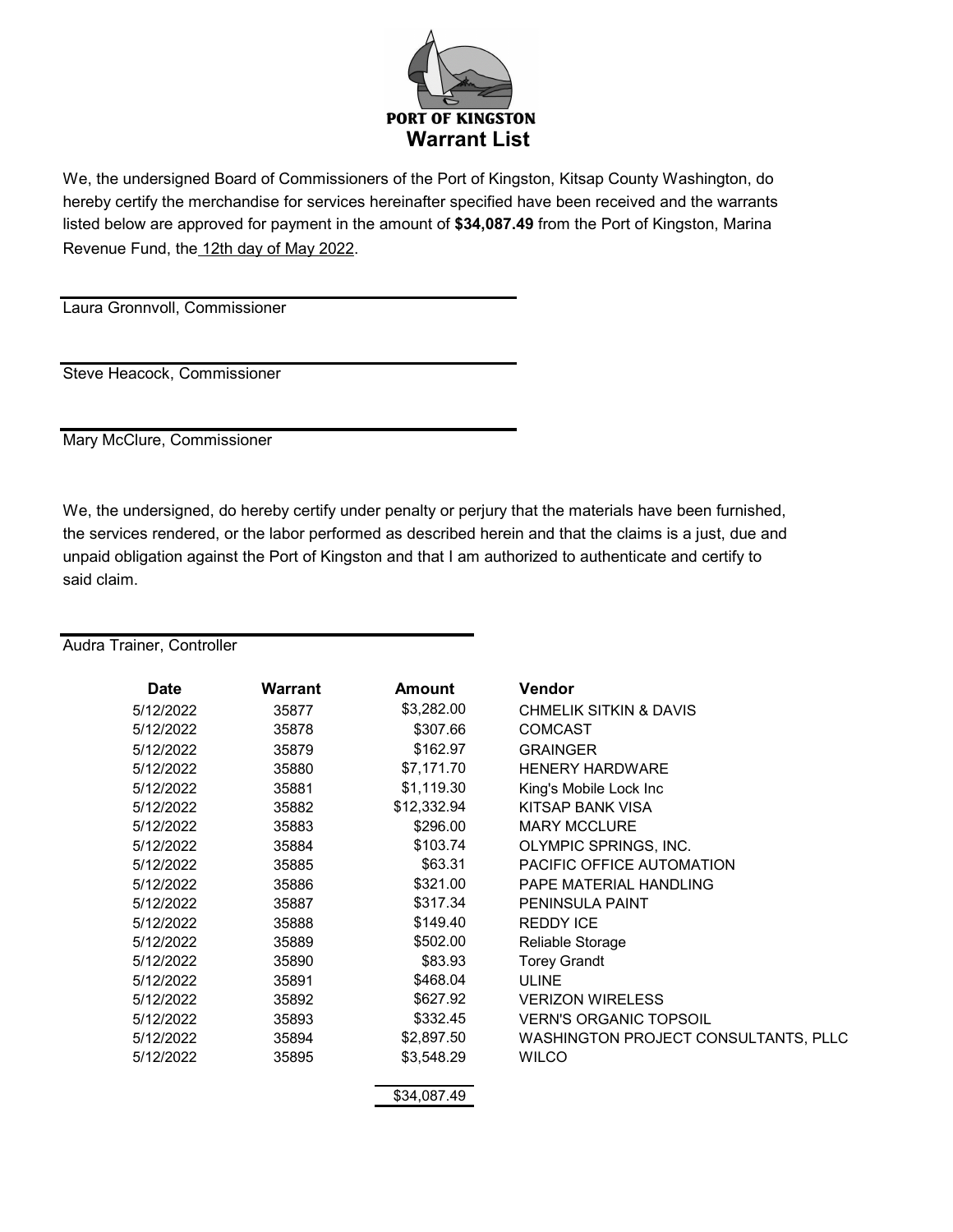# PORT OF KINGSTON

## Warrant List

We, the undersigned Board of Commissioners of the Port of Kingston, Kitsap County Washington, do hereby certify the merchandise for services hereinafter specified have been received and the warrants listed below are approved for payment in the amount of **$34,087.49** from the Port of Kingston, Marina Revenue Fund, the 12th day of May 2022.

Laura Gronnvoll, Commissioner

Steve Heacock, Commissioner

Mary McClure, Commissioner

We, the undersigned, do hereby certify under penalty or perjury that the materials have been furnished, the services rendered, or the labor performed as described herein and that the claims is a just, due and unpaid obligation against the Port of Kingston and that I am authorized to authenticate and certify to said claim.

Audra Trainer, Controller

| Date | Warrant | Amount | Vendor |
|---|---|---|---|
| 5/12/2022 | 35877 | $3,282.00 | CHMELIK SITKIN & DAVIS |
| 5/12/2022 | 35878 | $307.66 | COMCAST |
| 5/12/2022 | 35879 | $162.97 | GRAINGER |
| 5/12/2022 | 35880 | $7,171.70 | HENERY HARDWARE |
| 5/12/2022 | 35881 | $1,119.30 | King's Mobile Lock Inc |
| 5/12/2022 | 35882 | $12,332.94 | KITSAP BANK VISA |
| 5/12/2022 | 35883 | $296.00 | MARY MCCLURE |
| 5/12/2022 | 35884 | $103.74 | OLYMPIC SPRINGS, INC. |
| 5/12/2022 | 35885 | $63.31 | PACIFIC OFFICE AUTOMATION |
| 5/12/2022 | 35886 | $321.00 | PAPE MATERIAL HANDLING |
| 5/12/2022 | 35887 | $317.34 | PENINSULA PAINT |
| 5/12/2022 | 35888 | $149.40 | REDDY ICE |
| 5/12/2022 | 35889 | $502.00 | Reliable Storage |
| 5/12/2022 | 35890 | $83.93 | Torey Grandt |
| 5/12/2022 | 35891 | $468.04 | ULINE |
| 5/12/2022 | 35892 | $627.92 | VERIZON WIRELESS |
| 5/12/2022 | 35893 | $332.45 | VERN'S ORGANIC TOPSOIL |
| 5/12/2022 | 35894 | $2,897.50 | WASHINGTON PROJECT CONSULTANTS, PLLC |
| 5/12/2022 | 35895 | $3,548.29 | WILCO |
| | | $34,087.49 | |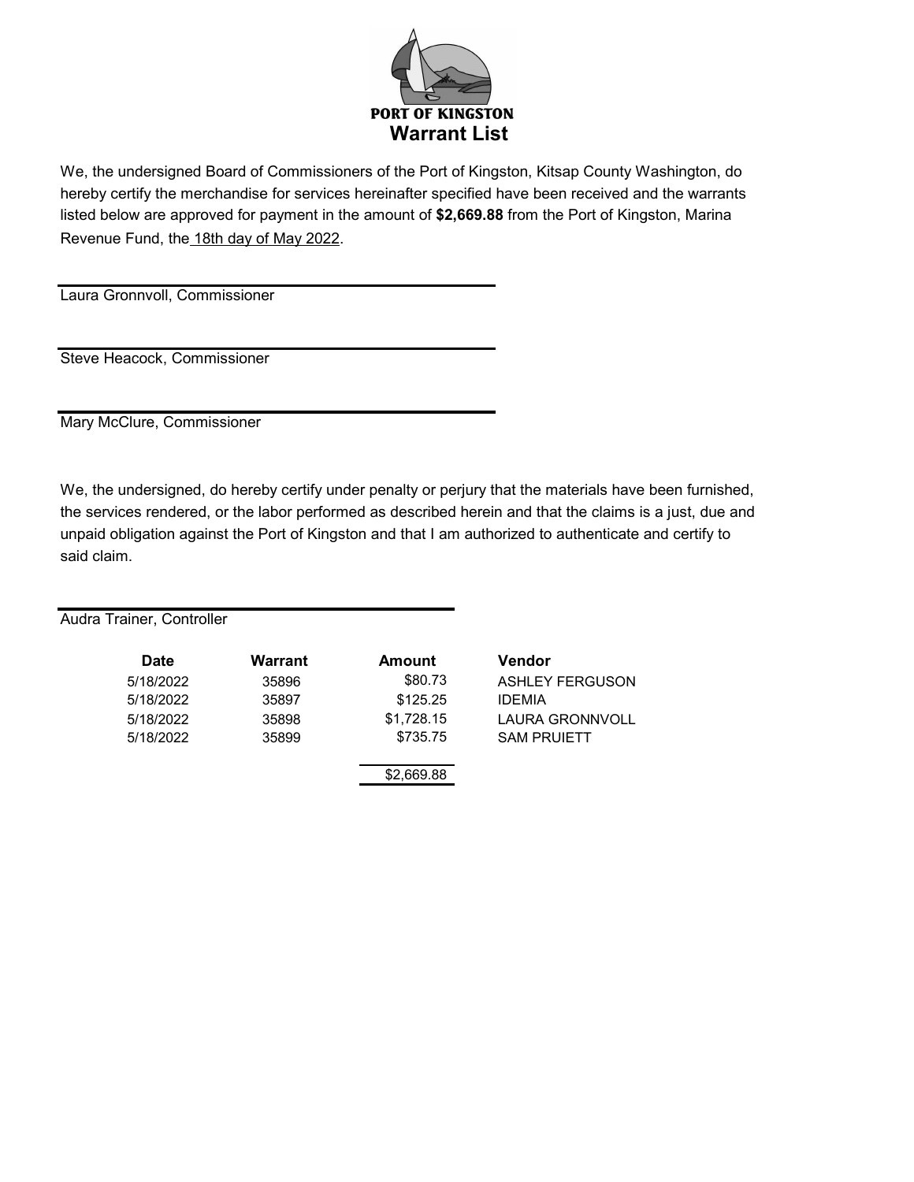**PORT OF KINGSTON**

# Warrant List

We, the undersigned Board of Commissioners of the Port of Kingston, Kitsap County Washington, do hereby certify the merchandise for services hereinafter specified have been received and the warrants listed below are approved for payment in the amount of **$2,669.88** from the Port of Kingston, Marina Revenue Fund, the 18th day of May 2022.

Laura Gronnvoll, Commissioner

Steve Heacock, Commissioner

Mary McClure, Commissioner

We, the undersigned, do hereby certify under penalty or perjury that the materials have been furnished, the services rendered, or the labor performed as described herein and that the claims is a just, due and unpaid obligation against the Port of Kingston and that I am authorized to authenticate and certify to said claim.

Audra Trainer, Controller

| Date | Warrant | Amount | Vendor |
|---|---|---|---|
| 5/18/2022 | 35896 | $80.73 | ASHLEY FERGUSON |
| 5/18/2022 | 35897 | $125.25 | IDEMIA |
| 5/18/2022 | 35898 | $1,728.15 | LAURA GRONNVOLL |
| 5/18/2022 | 35899 | $735.75 | SAM PRUIETT |
| | | $2,669.88 | |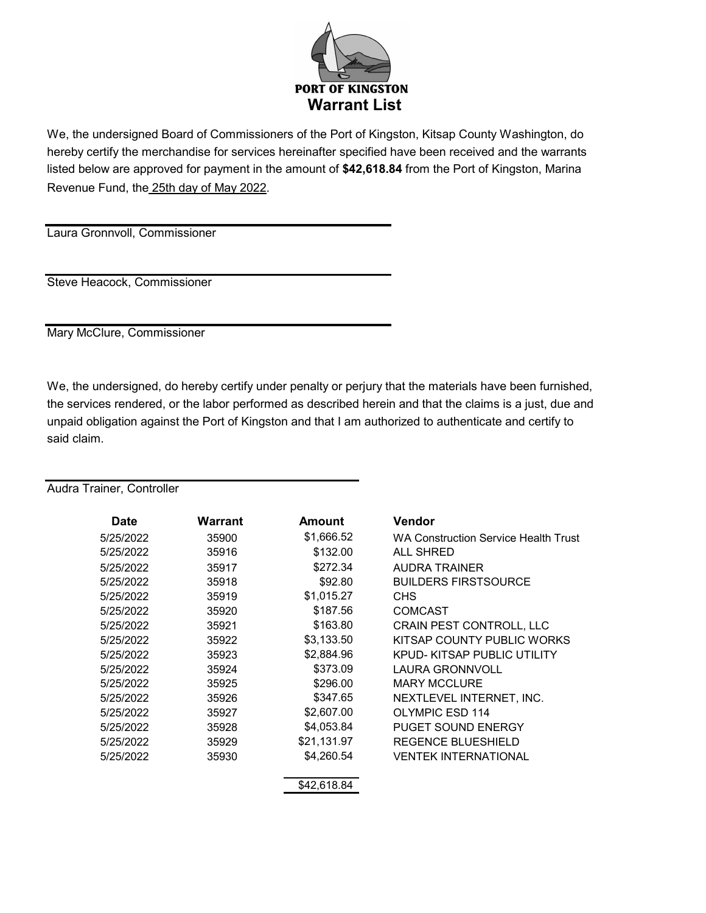**PORT OF KINGSTON**

# Warrant List

We, the undersigned Board of Commissioners of the Port of Kingston, Kitsap County Washington, do hereby certify the merchandise for services hereinafter specified have been received and the warrants listed below are approved for payment in the amount of **$42,618.84** from the Port of Kingston, Marina Revenue Fund, the 25th day of May 2022.

Laura Gronnvoll, Commissioner

Steve Heacock, Commissioner

Mary McClure, Commissioner

We, the undersigned, do hereby certify under penalty or perjury that the materials have been furnished, the services rendered, or the labor performed as described herein and that the claims is a just, due and unpaid obligation against the Port of Kingston and that I am authorized to authenticate and certify to said claim.

Audra Trainer, Controller

| Date | Warrant | Amount | Vendor |
|---|---|---|---|
| 5/25/2022 | 35900 | $1,666.52 | WA Construction Service Health Trust |
| 5/25/2022 | 35916 | $132.00 | ALL SHRED |
| 5/25/2022 | 35917 | $272.34 | AUDRA TRAINER |
| 5/25/2022 | 35918 | $92.80 | BUILDERS FIRSTSOURCE |
| 5/25/2022 | 35919 | $1,015.27 | CHS |
| 5/25/2022 | 35920 | $187.56 | COMCAST |
| 5/25/2022 | 35921 | $163.80 | CRAIN PEST CONTROLL, LLC |
| 5/25/2022 | 35922 | $3,133.50 | KITSAP COUNTY PUBLIC WORKS |
| 5/25/2022 | 35923 | $2,884.96 | KPUD- KITSAP PUBLIC UTILITY |
| 5/25/2022 | 35924 | $373.09 | LAURA GRONNVOLL |
| 5/25/2022 | 35925 | $296.00 | MARY MCCLURE |
| 5/25/2022 | 35926 | $347.65 | NEXTLEVEL INTERNET, INC. |
| 5/25/2022 | 35927 | $2,607.00 | OLYMPIC ESD 114 |
| 5/25/2022 | 35928 | $4,053.84 | PUGET SOUND ENERGY |
| 5/25/2022 | 35929 | $21,131.97 | REGENCE BLUESHIELD |
| 5/25/2022 | 35930 | $4,260.54 | VENTEK INTERNATIONAL |
| | | $42,618.84 | |